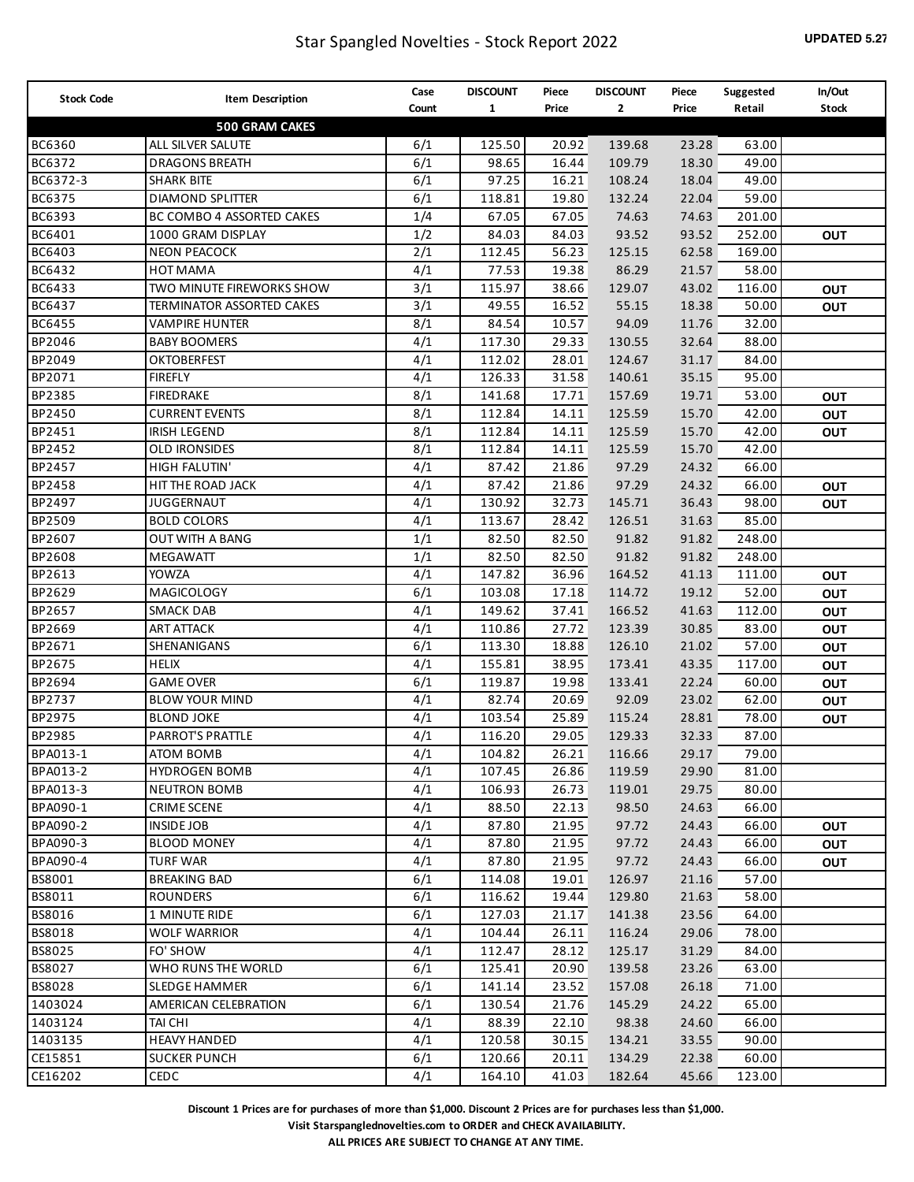# Star Spangled Novelties - Stock Report 2022

**UPDATED 5.27**

| Stock Code | Item Description | Case Count | DISCOUNT 1 | Piece Price | DISCOUNT 2 | Piece Price | Suggested Retail | In/Out Stock |
|---|---|---|---|---|---|---|---|---|
| | **500 GRAM CAKES** | | | | | | | |
| BC6360 | ALL SILVER SALUTE | 6/1 | 125.50 | 20.92 | 139.68 | 23.28 | 63.00 | |
| BC6372 | DRAGONS BREATH | 6/1 | 98.65 | 16.44 | 109.79 | 18.30 | 49.00 | |
| BC6372-3 | SHARK BITE | 6/1 | 97.25 | 16.21 | 108.24 | 18.04 | 49.00 | |
| BC6375 | DIAMOND SPLITTER | 6/1 | 118.81 | 19.80 | 132.24 | 22.04 | 59.00 | |
| BC6393 | BC COMBO 4 ASSORTED CAKES | 1/4 | 67.05 | 67.05 | 74.63 | 74.63 | 201.00 | |
| BC6401 | 1000 GRAM DISPLAY | 1/2 | 84.03 | 84.03 | 93.52 | 93.52 | 252.00 | OUT |
| BC6403 | NEON PEACOCK | 2/1 | 112.45 | 56.23 | 125.15 | 62.58 | 169.00 | |
| BC6432 | HOT MAMA | 4/1 | 77.53 | 19.38 | 86.29 | 21.57 | 58.00 | |
| BC6433 | TWO MINUTE FIREWORKS SHOW | 3/1 | 115.97 | 38.66 | 129.07 | 43.02 | 116.00 | OUT |
| BC6437 | TERMINATOR ASSORTED CAKES | 3/1 | 49.55 | 16.52 | 55.15 | 18.38 | 50.00 | OUT |
| BC6455 | VAMPIRE HUNTER | 8/1 | 84.54 | 10.57 | 94.09 | 11.76 | 32.00 | |
| BP2046 | BABY BOOMERS | 4/1 | 117.30 | 29.33 | 130.55 | 32.64 | 88.00 | |
| BP2049 | OKTOBERFEST | 4/1 | 112.02 | 28.01 | 124.67 | 31.17 | 84.00 | |
| BP2071 | FIREFLY | 4/1 | 126.33 | 31.58 | 140.61 | 35.15 | 95.00 | |
| BP2385 | FIREDRAKE | 8/1 | 141.68 | 17.71 | 157.69 | 19.71 | 53.00 | OUT |
| BP2450 | CURRENT EVENTS | 8/1 | 112.84 | 14.11 | 125.59 | 15.70 | 42.00 | OUT |
| BP2451 | IRISH LEGEND | 8/1 | 112.84 | 14.11 | 125.59 | 15.70 | 42.00 | OUT |
| BP2452 | OLD IRONSIDES | 8/1 | 112.84 | 14.11 | 125.59 | 15.70 | 42.00 | |
| BP2457 | HIGH FALUTIN' | 4/1 | 87.42 | 21.86 | 97.29 | 24.32 | 66.00 | |
| BP2458 | HIT THE ROAD JACK | 4/1 | 87.42 | 21.86 | 97.29 | 24.32 | 66.00 | OUT |
| BP2497 | JUGGERNAUT | 4/1 | 130.92 | 32.73 | 145.71 | 36.43 | 98.00 | OUT |
| BP2509 | BOLD COLORS | 4/1 | 113.67 | 28.42 | 126.51 | 31.63 | 85.00 | |
| BP2607 | OUT WITH A BANG | 1/1 | 82.50 | 82.50 | 91.82 | 91.82 | 248.00 | |
| BP2608 | MEGAWATT | 1/1 | 82.50 | 82.50 | 91.82 | 91.82 | 248.00 | |
| BP2613 | YOWZA | 4/1 | 147.82 | 36.96 | 164.52 | 41.13 | 111.00 | OUT |
| BP2629 | MAGICOLOGY | 6/1 | 103.08 | 17.18 | 114.72 | 19.12 | 52.00 | OUT |
| BP2657 | SMACK DAB | 4/1 | 149.62 | 37.41 | 166.52 | 41.63 | 112.00 | OUT |
| BP2669 | ART ATTACK | 4/1 | 110.86 | 27.72 | 123.39 | 30.85 | 83.00 | OUT |
| BP2671 | SHENANIGANS | 6/1 | 113.30 | 18.88 | 126.10 | 21.02 | 57.00 | OUT |
| BP2675 | HELIX | 4/1 | 155.81 | 38.95 | 173.41 | 43.35 | 117.00 | OUT |
| BP2694 | GAME OVER | 6/1 | 119.87 | 19.98 | 133.41 | 22.24 | 60.00 | OUT |
| BP2737 | BLOW YOUR MIND | 4/1 | 82.74 | 20.69 | 92.09 | 23.02 | 62.00 | OUT |
| BP2975 | BLOND JOKE | 4/1 | 103.54 | 25.89 | 115.24 | 28.81 | 78.00 | OUT |
| BP2985 | PARROT'S PRATTLE | 4/1 | 116.20 | 29.05 | 129.33 | 32.33 | 87.00 | |
| BPA013-1 | ATOM BOMB | 4/1 | 104.82 | 26.21 | 116.66 | 29.17 | 79.00 | |
| BPA013-2 | HYDROGEN BOMB | 4/1 | 107.45 | 26.86 | 119.59 | 29.90 | 81.00 | |
| BPA013-3 | NEUTRON BOMB | 4/1 | 106.93 | 26.73 | 119.01 | 29.75 | 80.00 | |
| BPA090-1 | CRIME SCENE | 4/1 | 88.50 | 22.13 | 98.50 | 24.63 | 66.00 | |
| BPA090-2 | INSIDE JOB | 4/1 | 87.80 | 21.95 | 97.72 | 24.43 | 66.00 | OUT |
| BPA090-3 | BLOOD MONEY | 4/1 | 87.80 | 21.95 | 97.72 | 24.43 | 66.00 | OUT |
| BPA090-4 | TURF WAR | 4/1 | 87.80 | 21.95 | 97.72 | 24.43 | 66.00 | OUT |
| BS8001 | BREAKING BAD | 6/1 | 114.08 | 19.01 | 126.97 | 21.16 | 57.00 | |
| BS8011 | ROUNDERS | 6/1 | 116.62 | 19.44 | 129.80 | 21.63 | 58.00 | |
| BS8016 | 1 MINUTE RIDE | 6/1 | 127.03 | 21.17 | 141.38 | 23.56 | 64.00 | |
| BS8018 | WOLF WARRIOR | 4/1 | 104.44 | 26.11 | 116.24 | 29.06 | 78.00 | |
| BS8025 | FO' SHOW | 4/1 | 112.47 | 28.12 | 125.17 | 31.29 | 84.00 | |
| BS8027 | WHO RUNS THE WORLD | 6/1 | 125.41 | 20.90 | 139.58 | 23.26 | 63.00 | |
| BS8028 | SLEDGE HAMMER | 6/1 | 141.14 | 23.52 | 157.08 | 26.18 | 71.00 | |
| 1403024 | AMERICAN CELEBRATION | 6/1 | 130.54 | 21.76 | 145.29 | 24.22 | 65.00 | |
| 1403124 | TAI CHI | 4/1 | 88.39 | 22.10 | 98.38 | 24.60 | 66.00 | |
| 1403135 | HEAVY HANDED | 4/1 | 120.58 | 30.15 | 134.21 | 33.55 | 90.00 | |
| CE15851 | SUCKER PUNCH | 6/1 | 120.66 | 20.11 | 134.29 | 22.38 | 60.00 | |
| CE16202 | CEDC | 4/1 | 164.10 | 41.03 | 182.64 | 45.66 | 123.00 | |

**Discount 1 Prices are for purchases of more than $1,000. Discount 2 Prices are for purchases less than $1,000.**

**Visit Starspanglednovelties.com to ORDER and CHECK AVAILABILITY.**

**ALL PRICES ARE SUBJECT TO CHANGE AT ANY TIME.**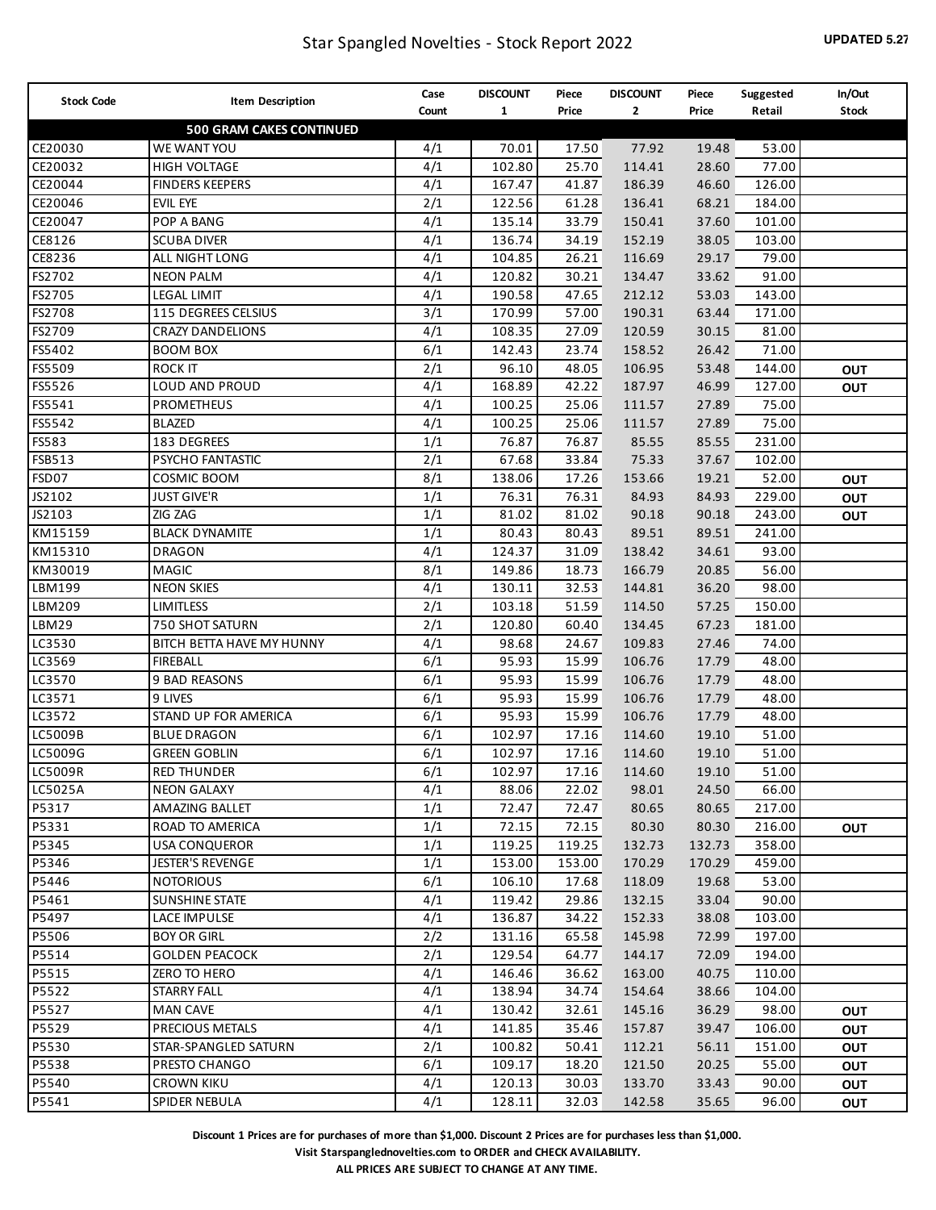# Star Spangled Novelties - Stock Report 2022

**UPDATED 5.27**

| Stock Code | Item Description | Case Count | DISCOUNT 1 | Piece Price | DISCOUNT 2 | Piece Price | Suggested Retail | In/Out Stock |
|---|---|---|---|---|---|---|---|---|
| | **500 GRAM CAKES CONTINUED** | | | | | | | |
| CE20030 | WE WANT YOU | 4/1 | 70.01 | 17.50 | 77.92 | 19.48 | 53.00 | |
| CE20032 | HIGH VOLTAGE | 4/1 | 102.80 | 25.70 | 114.41 | 28.60 | 77.00 | |
| CE20044 | FINDERS KEEPERS | 4/1 | 167.47 | 41.87 | 186.39 | 46.60 | 126.00 | |
| CE20046 | EVIL EYE | 2/1 | 122.56 | 61.28 | 136.41 | 68.21 | 184.00 | |
| CE20047 | POP A BANG | 4/1 | 135.14 | 33.79 | 150.41 | 37.60 | 101.00 | |
| CE8126 | SCUBA DIVER | 4/1 | 136.74 | 34.19 | 152.19 | 38.05 | 103.00 | |
| CE8236 | ALL NIGHT LONG | 4/1 | 104.85 | 26.21 | 116.69 | 29.17 | 79.00 | |
| FS2702 | NEON PALM | 4/1 | 120.82 | 30.21 | 134.47 | 33.62 | 91.00 | |
| FS2705 | LEGAL LIMIT | 4/1 | 190.58 | 47.65 | 212.12 | 53.03 | 143.00 | |
| FS2708 | 115 DEGREES CELSIUS | 3/1 | 170.99 | 57.00 | 190.31 | 63.44 | 171.00 | |
| FS2709 | CRAZY DANDELIONS | 4/1 | 108.35 | 27.09 | 120.59 | 30.15 | 81.00 | |
| FS5402 | BOOM BOX | 6/1 | 142.43 | 23.74 | 158.52 | 26.42 | 71.00 | |
| FS5509 | ROCK IT | 2/1 | 96.10 | 48.05 | 106.95 | 53.48 | 144.00 | OUT |
| FS5526 | LOUD AND PROUD | 4/1 | 168.89 | 42.22 | 187.97 | 46.99 | 127.00 | OUT |
| FS5541 | PROMETHEUS | 4/1 | 100.25 | 25.06 | 111.57 | 27.89 | 75.00 | |
| FS5542 | BLAZED | 4/1 | 100.25 | 25.06 | 111.57 | 27.89 | 75.00 | |
| FS583 | 183 DEGREES | 1/1 | 76.87 | 76.87 | 85.55 | 85.55 | 231.00 | |
| FSB513 | PSYCHO FANTASTIC | 2/1 | 67.68 | 33.84 | 75.33 | 37.67 | 102.00 | |
| FSD07 | COSMIC BOOM | 8/1 | 138.06 | 17.26 | 153.66 | 19.21 | 52.00 | OUT |
| JS2102 | JUST GIVE'R | 1/1 | 76.31 | 76.31 | 84.93 | 84.93 | 229.00 | OUT |
| JS2103 | ZIG ZAG | 1/1 | 81.02 | 81.02 | 90.18 | 90.18 | 243.00 | OUT |
| KM15159 | BLACK DYNAMITE | 1/1 | 80.43 | 80.43 | 89.51 | 89.51 | 241.00 | |
| KM15310 | DRAGON | 4/1 | 124.37 | 31.09 | 138.42 | 34.61 | 93.00 | |
| KM30019 | MAGIC | 8/1 | 149.86 | 18.73 | 166.79 | 20.85 | 56.00 | |
| LBM199 | NEON SKIES | 4/1 | 130.11 | 32.53 | 144.81 | 36.20 | 98.00 | |
| LBM209 | LIMITLESS | 2/1 | 103.18 | 51.59 | 114.50 | 57.25 | 150.00 | |
| LBM29 | 750 SHOT SATURN | 2/1 | 120.80 | 60.40 | 134.45 | 67.23 | 181.00 | |
| LC3530 | BITCH BETTA HAVE MY HUNNY | 4/1 | 98.68 | 24.67 | 109.83 | 27.46 | 74.00 | |
| LC3569 | FIREBALL | 6/1 | 95.93 | 15.99 | 106.76 | 17.79 | 48.00 | |
| LC3570 | 9 BAD REASONS | 6/1 | 95.93 | 15.99 | 106.76 | 17.79 | 48.00 | |
| LC3571 | 9 LIVES | 6/1 | 95.93 | 15.99 | 106.76 | 17.79 | 48.00 | |
| LC3572 | STAND UP FOR AMERICA | 6/1 | 95.93 | 15.99 | 106.76 | 17.79 | 48.00 | |
| LC5009B | BLUE DRAGON | 6/1 | 102.97 | 17.16 | 114.60 | 19.10 | 51.00 | |
| LC5009G | GREEN GOBLIN | 6/1 | 102.97 | 17.16 | 114.60 | 19.10 | 51.00 | |
| LC5009R | RED THUNDER | 6/1 | 102.97 | 17.16 | 114.60 | 19.10 | 51.00 | |
| LC5025A | NEON GALAXY | 4/1 | 88.06 | 22.02 | 98.01 | 24.50 | 66.00 | |
| P5317 | AMAZING BALLET | 1/1 | 72.47 | 72.47 | 80.65 | 80.65 | 217.00 | |
| P5331 | ROAD TO AMERICA | 1/1 | 72.15 | 72.15 | 80.30 | 80.30 | 216.00 | OUT |
| P5345 | USA CONQUEROR | 1/1 | 119.25 | 119.25 | 132.73 | 132.73 | 358.00 | |
| P5346 | JESTER'S REVENGE | 1/1 | 153.00 | 153.00 | 170.29 | 170.29 | 459.00 | |
| P5446 | NOTORIOUS | 6/1 | 106.10 | 17.68 | 118.09 | 19.68 | 53.00 | |
| P5461 | SUNSHINE STATE | 4/1 | 119.42 | 29.86 | 132.15 | 33.04 | 90.00 | |
| P5497 | LACE IMPULSE | 4/1 | 136.87 | 34.22 | 152.33 | 38.08 | 103.00 | |
| P5506 | BOY OR GIRL | 2/2 | 131.16 | 65.58 | 145.98 | 72.99 | 197.00 | |
| P5514 | GOLDEN PEACOCK | 2/1 | 129.54 | 64.77 | 144.17 | 72.09 | 194.00 | |
| P5515 | ZERO TO HERO | 4/1 | 146.46 | 36.62 | 163.00 | 40.75 | 110.00 | |
| P5522 | STARRY FALL | 4/1 | 138.94 | 34.74 | 154.64 | 38.66 | 104.00 | |
| P5527 | MAN CAVE | 4/1 | 130.42 | 32.61 | 145.16 | 36.29 | 98.00 | OUT |
| P5529 | PRECIOUS METALS | 4/1 | 141.85 | 35.46 | 157.87 | 39.47 | 106.00 | OUT |
| P5530 | STAR-SPANGLED SATURN | 2/1 | 100.82 | 50.41 | 112.21 | 56.11 | 151.00 | OUT |
| P5538 | PRESTO CHANGO | 6/1 | 109.17 | 18.20 | 121.50 | 20.25 | 55.00 | OUT |
| P5540 | CROWN KIKU | 4/1 | 120.13 | 30.03 | 133.70 | 33.43 | 90.00 | OUT |
| P5541 | SPIDER NEBULA | 4/1 | 128.11 | 32.03 | 142.58 | 35.65 | 96.00 | OUT |

**Discount 1 Prices are for purchases of more than $1,000. Discount 2 Prices are for purchases less than $1,000.**

**Visit Starspanglednovelties.com to ORDER and CHECK AVAILABILITY.**

**ALL PRICES ARE SUBJECT TO CHANGE AT ANY TIME.**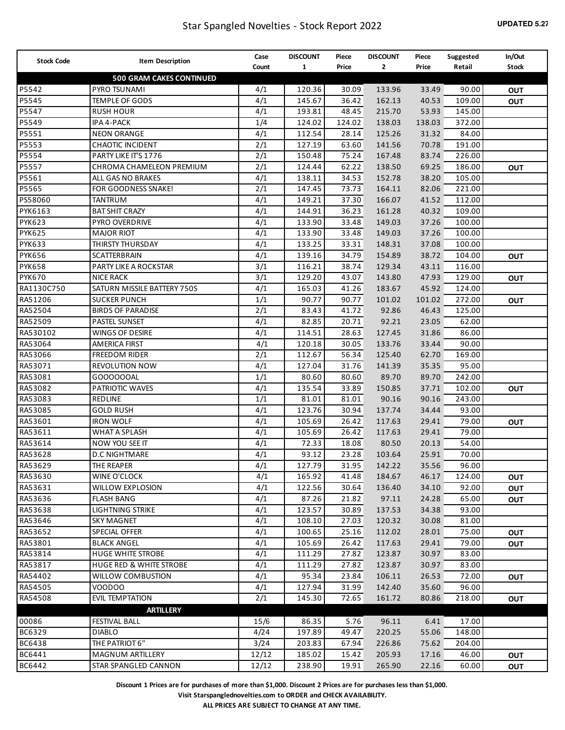# Star Spangled Novelties - Stock Report 2022

**UPDATED 5.27**

| Stock Code | Item Description | Case Count | DISCOUNT 1 | Piece Price | DISCOUNT 2 | Piece Price | Suggested Retail | In/Out Stock |
|---|---|---|---|---|---|---|---|---|
| | **500 GRAM CAKES CONTINUED** | | | | | | | |
| P5542 | PYRO TSUNAMI | 4/1 | 120.36 | 30.09 | 133.96 | 33.49 | 90.00 | OUT |
| P5545 | TEMPLE OF GODS | 4/1 | 145.67 | 36.42 | 162.13 | 40.53 | 109.00 | OUT |
| P5547 | RUSH HOUR | 4/1 | 193.81 | 48.45 | 215.70 | 53.93 | 145.00 | |
| P5549 | IPA 4-PACK | 1/4 | 124.02 | 124.02 | 138.03 | 138.03 | 372.00 | |
| P5551 | NEON ORANGE | 4/1 | 112.54 | 28.14 | 125.26 | 31.32 | 84.00 | |
| P5553 | CHAOTIC INCIDENT | 2/1 | 127.19 | 63.60 | 141.56 | 70.78 | 191.00 | |
| P5554 | PARTY LIKE IT'S 1776 | 2/1 | 150.48 | 75.24 | 167.48 | 83.74 | 226.00 | |
| P5557 | CHROMA CHAMELEON PREMIUM | 2/1 | 124.44 | 62.22 | 138.50 | 69.25 | 186.00 | OUT |
| P5561 | ALL GAS NO BRAKES | 4/1 | 138.11 | 34.53 | 152.78 | 38.20 | 105.00 | |
| P5565 | FOR GOODNESS SNAKE! | 2/1 | 147.45 | 73.73 | 164.11 | 82.06 | 221.00 | |
| PS58060 | TANTRUM | 4/1 | 149.21 | 37.30 | 166.07 | 41.52 | 112.00 | |
| PYK6163 | BAT SHIT CRAZY | 4/1 | 144.91 | 36.23 | 161.28 | 40.32 | 109.00 | |
| PYK623 | PYRO OVERDRIVE | 4/1 | 133.90 | 33.48 | 149.03 | 37.26 | 100.00 | |
| PYK625 | MAJOR RIOT | 4/1 | 133.90 | 33.48 | 149.03 | 37.26 | 100.00 | |
| PYK633 | THIRSTY THURSDAY | 4/1 | 133.25 | 33.31 | 148.31 | 37.08 | 100.00 | |
| PYK656 | SCATTERBRAIN | 4/1 | 139.16 | 34.79 | 154.89 | 38.72 | 104.00 | OUT |
| PYK658 | PARTY LIKE A ROCKSTAR | 3/1 | 116.21 | 38.74 | 129.34 | 43.11 | 116.00 | |
| PYK670 | NICE RACK | 3/1 | 129.20 | 43.07 | 143.80 | 47.93 | 129.00 | OUT |
| RA1130C750 | SATURN MISSILE BATTERY 750S | 4/1 | 165.03 | 41.26 | 183.67 | 45.92 | 124.00 | |
| RA51206 | SUCKER PUNCH | 1/1 | 90.77 | 90.77 | 101.02 | 101.02 | 272.00 | OUT |
| RA52504 | BIRDS OF PARADISE | 2/1 | 83.43 | 41.72 | 92.86 | 46.43 | 125.00 | |
| RA52509 | PASTEL SUNSET | 4/1 | 82.85 | 20.71 | 92.21 | 23.05 | 62.00 | |
| RA530102 | WINGS OF DESIRE | 4/1 | 114.51 | 28.63 | 127.45 | 31.86 | 86.00 | |
| RA53064 | AMERICA FIRST | 4/1 | 120.18 | 30.05 | 133.76 | 33.44 | 90.00 | |
| RA53066 | FREEDOM RIDER | 2/1 | 112.67 | 56.34 | 125.40 | 62.70 | 169.00 | |
| RA53071 | REVOLUTION NOW | 4/1 | 127.04 | 31.76 | 141.39 | 35.35 | 95.00 | |
| RA53081 | GOOOOOOAL | 1/1 | 80.60 | 80.60 | 89.70 | 89.70 | 242.00 | |
| RA53082 | PATRIOTIC WAVES | 4/1 | 135.54 | 33.89 | 150.85 | 37.71 | 102.00 | OUT |
| RA53083 | REDLINE | 1/1 | 81.01 | 81.01 | 90.16 | 90.16 | 243.00 | |
| RA53085 | GOLD RUSH | 4/1 | 123.76 | 30.94 | 137.74 | 34.44 | 93.00 | |
| RA53601 | IRON WOLF | 4/1 | 105.69 | 26.42 | 117.63 | 29.41 | 79.00 | OUT |
| RA53611 | WHAT A SPLASH | 4/1 | 105.69 | 26.42 | 117.63 | 29.41 | 79.00 | |
| RA53614 | NOW YOU SEE IT | 4/1 | 72.33 | 18.08 | 80.50 | 20.13 | 54.00 | |
| RA53628 | D.C NIGHTMARE | 4/1 | 93.12 | 23.28 | 103.64 | 25.91 | 70.00 | |
| RA53629 | THE REAPER | 4/1 | 127.79 | 31.95 | 142.22 | 35.56 | 96.00 | |
| RA53630 | WINE O'CLOCK | 4/1 | 165.92 | 41.48 | 184.67 | 46.17 | 124.00 | OUT |
| RA53631 | WILLOW EXPLOSION | 4/1 | 122.56 | 30.64 | 136.40 | 34.10 | 92.00 | OUT |
| RA53636 | FLASH BANG | 4/1 | 87.26 | 21.82 | 97.11 | 24.28 | 65.00 | OUT |
| RA53638 | LIGHTNING STRIKE | 4/1 | 123.57 | 30.89 | 137.53 | 34.38 | 93.00 | |
| RA53646 | SKY MAGNET | 4/1 | 108.10 | 27.03 | 120.32 | 30.08 | 81.00 | |
| RA53652 | SPECIAL OFFER | 4/1 | 100.65 | 25.16 | 112.02 | 28.01 | 75.00 | OUT |
| RA53801 | BLACK ANGEL | 4/1 | 105.69 | 26.42 | 117.63 | 29.41 | 79.00 | OUT |
| RA53814 | HUGE WHITE STROBE | 4/1 | 111.29 | 27.82 | 123.87 | 30.97 | 83.00 | |
| RA53817 | HUGE RED & WHITE STROBE | 4/1 | 111.29 | 27.82 | 123.87 | 30.97 | 83.00 | |
| RA54402 | WILLOW COMBUSTION | 4/1 | 95.34 | 23.84 | 106.11 | 26.53 | 72.00 | OUT |
| RA54505 | VOODOO | 4/1 | 127.94 | 31.99 | 142.40 | 35.60 | 96.00 | |
| RA54508 | EVIL TEMPTATION | 2/1 | 145.30 | 72.65 | 161.72 | 80.86 | 218.00 | OUT |
| | **ARTILLERY** | | | | | | | |
| 00086 | FESTIVAL BALL | 15/6 | 86.35 | 5.76 | 96.11 | 6.41 | 17.00 | |
| BC6329 | DIABLO | 4/24 | 197.89 | 49.47 | 220.25 | 55.06 | 148.00 | |
| BC6438 | THE PATRIOT 6" | 3/24 | 203.83 | 67.94 | 226.86 | 75.62 | 204.00 | |
| BC6441 | MAGNUM ARTILLERY | 12/12 | 185.02 | 15.42 | 205.93 | 17.16 | 46.00 | OUT |
| BC6442 | STAR SPANGLED CANNON | 12/12 | 238.90 | 19.91 | 265.90 | 22.16 | 60.00 | OUT |

**Discount 1 Prices are for purchases of more than $1,000. Discount 2 Prices are for purchases less than $1,000.**

**Visit Starspanglednovelties.com to ORDER and CHECK AVAILABILITY.**

**ALL PRICES ARE SUBJECT TO CHANGE AT ANY TIME.**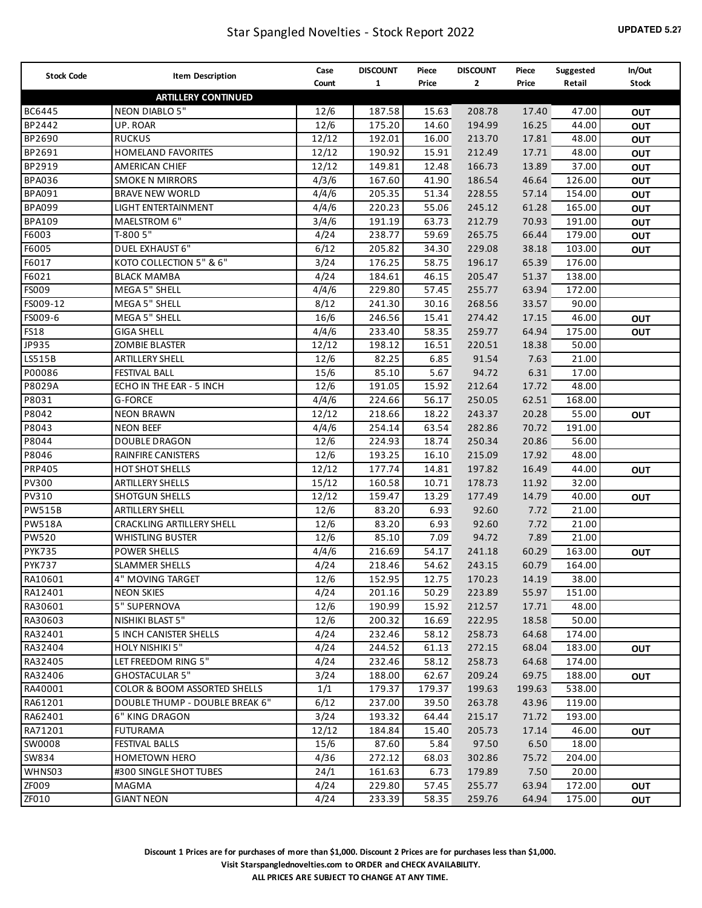# Star Spangled Novelties - Stock Report 2022

**UPDATED 5.27**

| Stock Code | Item Description | Case Count | DISCOUNT 1 | Piece Price | DISCOUNT 2 | Piece Price | Suggested Retail | In/Out Stock |
|---|---|---|---|---|---|---|---|---|
| | **ARTILLERY CONTINUED** | | | | | | | |
| BC6445 | NEON DIABLO 5" | 12/6 | 187.58 | 15.63 | 208.78 | 17.40 | 47.00 | **OUT** |
| BP2442 | UP. ROAR | 12/6 | 175.20 | 14.60 | 194.99 | 16.25 | 44.00 | **OUT** |
| BP2690 | RUCKUS | 12/12 | 192.01 | 16.00 | 213.70 | 17.81 | 48.00 | **OUT** |
| BP2691 | HOMELAND FAVORITES | 12/12 | 190.92 | 15.91 | 212.49 | 17.71 | 48.00 | **OUT** |
| BP2919 | AMERICAN CHIEF | 12/12 | 149.81 | 12.48 | 166.73 | 13.89 | 37.00 | **OUT** |
| BPA036 | SMOKE N MIRRORS | 4/3/6 | 167.60 | 41.90 | 186.54 | 46.64 | 126.00 | **OUT** |
| BPA091 | BRAVE NEW WORLD | 4/4/6 | 205.35 | 51.34 | 228.55 | 57.14 | 154.00 | **OUT** |
| BPA099 | LIGHT ENTERTAINMENT | 4/4/6 | 220.23 | 55.06 | 245.12 | 61.28 | 165.00 | **OUT** |
| BPA109 | MAELSTROM 6" | 3/4/6 | 191.19 | 63.73 | 212.79 | 70.93 | 191.00 | **OUT** |
| F6003 | T-800 5" | 4/24 | 238.77 | 59.69 | 265.75 | 66.44 | 179.00 | **OUT** |
| F6005 | DUEL EXHAUST 6" | 6/12 | 205.82 | 34.30 | 229.08 | 38.18 | 103.00 | **OUT** |
| F6017 | KOTO COLLECTION 5" & 6" | 3/24 | 176.25 | 58.75 | 196.17 | 65.39 | 176.00 | |
| F6021 | BLACK MAMBA | 4/24 | 184.61 | 46.15 | 205.47 | 51.37 | 138.00 | |
| FS009 | MEGA 5" SHELL | 4/4/6 | 229.80 | 57.45 | 255.77 | 63.94 | 172.00 | |
| FS009-12 | MEGA 5" SHELL | 8/12 | 241.30 | 30.16 | 268.56 | 33.57 | 90.00 | |
| FS009-6 | MEGA 5" SHELL | 16/6 | 246.56 | 15.41 | 274.42 | 17.15 | 46.00 | **OUT** |
| FS18 | GIGA SHELL | 4/4/6 | 233.40 | 58.35 | 259.77 | 64.94 | 175.00 | **OUT** |
| JP935 | ZOMBIE BLASTER | 12/12 | 198.12 | 16.51 | 220.51 | 18.38 | 50.00 | |
| LS515B | ARTILLERY SHELL | 12/6 | 82.25 | 6.85 | 91.54 | 7.63 | 21.00 | |
| P00086 | FESTIVAL BALL | 15/6 | 85.10 | 5.67 | 94.72 | 6.31 | 17.00 | |
| P8029A | ECHO IN THE EAR - 5 INCH | 12/6 | 191.05 | 15.92 | 212.64 | 17.72 | 48.00 | |
| P8031 | G-FORCE | 4/4/6 | 224.66 | 56.17 | 250.05 | 62.51 | 168.00 | |
| P8042 | NEON BRAWN | 12/12 | 218.66 | 18.22 | 243.37 | 20.28 | 55.00 | **OUT** |
| P8043 | NEON BEEF | 4/4/6 | 254.14 | 63.54 | 282.86 | 70.72 | 191.00 | |
| P8044 | DOUBLE DRAGON | 12/6 | 224.93 | 18.74 | 250.34 | 20.86 | 56.00 | |
| P8046 | RAINFIRE CANISTERS | 12/6 | 193.25 | 16.10 | 215.09 | 17.92 | 48.00 | |
| PRP405 | HOT SHOT SHELLS | 12/12 | 177.74 | 14.81 | 197.82 | 16.49 | 44.00 | **OUT** |
| PV300 | ARTILLERY SHELLS | 15/12 | 160.58 | 10.71 | 178.73 | 11.92 | 32.00 | |
| PV310 | SHOTGUN SHELLS | 12/12 | 159.47 | 13.29 | 177.49 | 14.79 | 40.00 | **OUT** |
| PW515B | ARTILLERY SHELL | 12/6 | 83.20 | 6.93 | 92.60 | 7.72 | 21.00 | |
| PW518A | CRACKLING ARTILLERY SHELL | 12/6 | 83.20 | 6.93 | 92.60 | 7.72 | 21.00 | |
| PW520 | WHISTLING BUSTER | 12/6 | 85.10 | 7.09 | 94.72 | 7.89 | 21.00 | |
| PYK735 | POWER SHELLS | 4/4/6 | 216.69 | 54.17 | 241.18 | 60.29 | 163.00 | **OUT** |
| PYK737 | SLAMMER SHELLS | 4/24 | 218.46 | 54.62 | 243.15 | 60.79 | 164.00 | |
| RA10601 | 4" MOVING TARGET | 12/6 | 152.95 | 12.75 | 170.23 | 14.19 | 38.00 | |
| RA12401 | NEON SKIES | 4/24 | 201.16 | 50.29 | 223.89 | 55.97 | 151.00 | |
| RA30601 | 5" SUPERNOVA | 12/6 | 190.99 | 15.92 | 212.57 | 17.71 | 48.00 | |
| RA30603 | NISHIKI BLAST 5" | 12/6 | 200.32 | 16.69 | 222.95 | 18.58 | 50.00 | |
| RA32401 | 5 INCH CANISTER SHELLS | 4/24 | 232.46 | 58.12 | 258.73 | 64.68 | 174.00 | |
| RA32404 | HOLY NISHIKI 5" | 4/24 | 244.52 | 61.13 | 272.15 | 68.04 | 183.00 | **OUT** |
| RA32405 | LET FREEDOM RING 5" | 4/24 | 232.46 | 58.12 | 258.73 | 64.68 | 174.00 | |
| RA32406 | GHOSTACULAR 5" | 3/24 | 188.00 | 62.67 | 209.24 | 69.75 | 188.00 | **OUT** |
| RA40001 | COLOR & BOOM ASSORTED SHELLS | 1/1 | 179.37 | 179.37 | 199.63 | 199.63 | 538.00 | |
| RA61201 | DOUBLE THUMP - DOUBLE BREAK 6" | 6/12 | 237.00 | 39.50 | 263.78 | 43.96 | 119.00 | |
| RA62401 | 6" KING DRAGON | 3/24 | 193.32 | 64.44 | 215.17 | 71.72 | 193.00 | |
| RA71201 | FUTURAMA | 12/12 | 184.84 | 15.40 | 205.73 | 17.14 | 46.00 | **OUT** |
| SW0008 | FESTIVAL BALLS | 15/6 | 87.60 | 5.84 | 97.50 | 6.50 | 18.00 | |
| SW834 | HOMETOWN HERO | 4/36 | 272.12 | 68.03 | 302.86 | 75.72 | 204.00 | |
| WHNS03 | #300 SINGLE SHOT TUBES | 24/1 | 161.63 | 6.73 | 179.89 | 7.50 | 20.00 | |
| ZF009 | MAGMA | 4/24 | 229.80 | 57.45 | 255.77 | 63.94 | 172.00 | **OUT** |
| ZF010 | GIANT NEON | 4/24 | 233.39 | 58.35 | 259.76 | 64.94 | 175.00 | **OUT** |

**Discount 1 Prices are for purchases of more than $1,000. Discount 2 Prices are for purchases less than $1,000.**

**Visit Starspanglednovelties.com to ORDER and CHECK AVAILABILITY.**

**ALL PRICES ARE SUBJECT TO CHANGE AT ANY TIME.**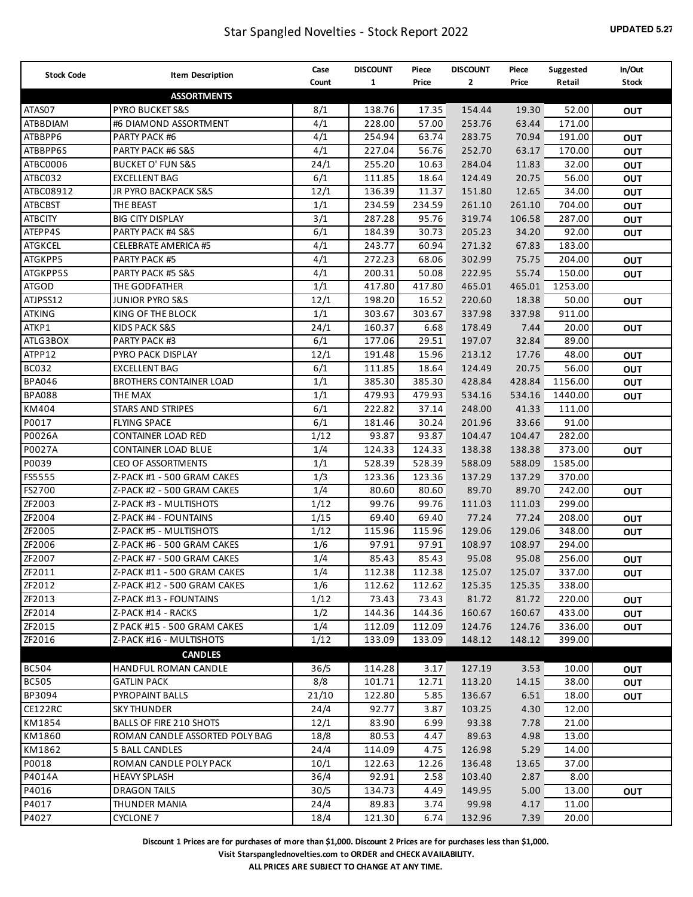# Star Spangled Novelties - Stock Report 2022

**UPDATED 5.27**

| Stock Code | Item Description | Case Count | DISCOUNT 1 | Piece Price | DISCOUNT 2 | Piece Price | Suggested Retail | In/Out Stock |
|---|---|---|---|---|---|---|---|---|
| | **ASSORTMENTS** | | | | | | | |
| ATAS07 | PYRO BUCKET S&S | 8/1 | 138.76 | 17.35 | 154.44 | 19.30 | 52.00 | OUT |
| ATBBDIAM | #6 DIAMOND ASSORTMENT | 4/1 | 228.00 | 57.00 | 253.76 | 63.44 | 171.00 | |
| ATBBPP6 | PARTY PACK #6 | 4/1 | 254.94 | 63.74 | 283.75 | 70.94 | 191.00 | OUT |
| ATBBPP6S | PARTY PACK #6 S&S | 4/1 | 227.04 | 56.76 | 252.70 | 63.17 | 170.00 | OUT |
| ATBC0006 | BUCKET O' FUN S&S | 24/1 | 255.20 | 10.63 | 284.04 | 11.83 | 32.00 | OUT |
| ATBC032 | EXCELLENT BAG | 6/1 | 111.85 | 18.64 | 124.49 | 20.75 | 56.00 | OUT |
| ATBC08912 | JR PYRO BACKPACK S&S | 12/1 | 136.39 | 11.37 | 151.80 | 12.65 | 34.00 | OUT |
| ATBCBST | THE BEAST | 1/1 | 234.59 | 234.59 | 261.10 | 261.10 | 704.00 | OUT |
| ATBCITY | BIG CITY DISPLAY | 3/1 | 287.28 | 95.76 | 319.74 | 106.58 | 287.00 | OUT |
| ATEPP4S | PARTY PACK #4 S&S | 6/1 | 184.39 | 30.73 | 205.23 | 34.20 | 92.00 | OUT |
| ATGKCEL | CELEBRATE AMERICA #5 | 4/1 | 243.77 | 60.94 | 271.32 | 67.83 | 183.00 | |
| ATGKPP5 | PARTY PACK #5 | 4/1 | 272.23 | 68.06 | 302.99 | 75.75 | 204.00 | OUT |
| ATGKPP5S | PARTY PACK #5 S&S | 4/1 | 200.31 | 50.08 | 222.95 | 55.74 | 150.00 | OUT |
| ATGOD | THE GODFATHER | 1/1 | 417.80 | 417.80 | 465.01 | 465.01 | 1253.00 | |
| ATJPSS12 | JUNIOR PYRO S&S | 12/1 | 198.20 | 16.52 | 220.60 | 18.38 | 50.00 | OUT |
| ATKING | KING OF THE BLOCK | 1/1 | 303.67 | 303.67 | 337.98 | 337.98 | 911.00 | |
| ATKP1 | KIDS PACK S&S | 24/1 | 160.37 | 6.68 | 178.49 | 7.44 | 20.00 | OUT |
| ATLG3BOX | PARTY PACK #3 | 6/1 | 177.06 | 29.51 | 197.07 | 32.84 | 89.00 | |
| ATPP12 | PYRO PACK DISPLAY | 12/1 | 191.48 | 15.96 | 213.12 | 17.76 | 48.00 | OUT |
| BC032 | EXCELLENT BAG | 6/1 | 111.85 | 18.64 | 124.49 | 20.75 | 56.00 | OUT |
| BPA046 | BROTHERS CONTAINER LOAD | 1/1 | 385.30 | 385.30 | 428.84 | 428.84 | 1156.00 | OUT |
| BPA088 | THE MAX | 1/1 | 479.93 | 479.93 | 534.16 | 534.16 | 1440.00 | OUT |
| KM404 | STARS AND STRIPES | 6/1 | 222.82 | 37.14 | 248.00 | 41.33 | 111.00 | |
| P0017 | FLYING SPACE | 6/1 | 181.46 | 30.24 | 201.96 | 33.66 | 91.00 | |
| P0026A | CONTAINER LOAD RED | 1/12 | 93.87 | 93.87 | 104.47 | 104.47 | 282.00 | |
| P0027A | CONTAINER LOAD BLUE | 1/4 | 124.33 | 124.33 | 138.38 | 138.38 | 373.00 | OUT |
| P0039 | CEO OF ASSORTMENTS | 1/1 | 528.39 | 528.39 | 588.09 | 588.09 | 1585.00 | |
| FS5555 | Z-PACK #1 - 500 GRAM CAKES | 1/3 | 123.36 | 123.36 | 137.29 | 137.29 | 370.00 | |
| FS2700 | Z-PACK #2 - 500 GRAM CAKES | 1/4 | 80.60 | 80.60 | 89.70 | 89.70 | 242.00 | OUT |
| ZF2003 | Z-PACK #3 - MULTISHOTS | 1/12 | 99.76 | 99.76 | 111.03 | 111.03 | 299.00 | |
| ZF2004 | Z-PACK #4 - FOUNTAINS | 1/15 | 69.40 | 69.40 | 77.24 | 77.24 | 208.00 | OUT |
| ZF2005 | Z-PACK #5 - MULTISHOTS | 1/12 | 115.96 | 115.96 | 129.06 | 129.06 | 348.00 | OUT |
| ZF2006 | Z-PACK #6 - 500 GRAM CAKES | 1/6 | 97.91 | 97.91 | 108.97 | 108.97 | 294.00 | |
| ZF2007 | Z-PACK #7 - 500 GRAM CAKES | 1/4 | 85.43 | 85.43 | 95.08 | 95.08 | 256.00 | OUT |
| ZF2011 | Z-PACK #11 - 500 GRAM CAKES | 1/4 | 112.38 | 112.38 | 125.07 | 125.07 | 337.00 | OUT |
| ZF2012 | Z-PACK #12 - 500 GRAM CAKES | 1/6 | 112.62 | 112.62 | 125.35 | 125.35 | 338.00 | |
| ZF2013 | Z-PACK #13 - FOUNTAINS | 1/12 | 73.43 | 73.43 | 81.72 | 81.72 | 220.00 | OUT |
| ZF2014 | Z-PACK #14 - RACKS | 1/2 | 144.36 | 144.36 | 160.67 | 160.67 | 433.00 | OUT |
| ZF2015 | Z PACK #15 - 500 GRAM CAKES | 1/4 | 112.09 | 112.09 | 124.76 | 124.76 | 336.00 | OUT |
| ZF2016 | Z-PACK #16 - MULTISHOTS | 1/12 | 133.09 | 133.09 | 148.12 | 148.12 | 399.00 | |
| | **CANDLES** | | | | | | | |
| BC504 | HANDFUL ROMAN CANDLE | 36/5 | 114.28 | 3.17 | 127.19 | 3.53 | 10.00 | OUT |
| BC505 | GATLIN PACK | 8/8 | 101.71 | 12.71 | 113.20 | 14.15 | 38.00 | OUT |
| BP3094 | PYROPAINT BALLS | 21/10 | 122.80 | 5.85 | 136.67 | 6.51 | 18.00 | OUT |
| CE122RC | SKY THUNDER | 24/4 | 92.77 | 3.87 | 103.25 | 4.30 | 12.00 | |
| KM1854 | BALLS OF FIRE 210 SHOTS | 12/1 | 83.90 | 6.99 | 93.38 | 7.78 | 21.00 | |
| KM1860 | ROMAN CANDLE ASSORTED POLY BAG | 18/8 | 80.53 | 4.47 | 89.63 | 4.98 | 13.00 | |
| KM1862 | 5 BALL CANDLES | 24/4 | 114.09 | 4.75 | 126.98 | 5.29 | 14.00 | |
| P0018 | ROMAN CANDLE POLY PACK | 10/1 | 122.63 | 12.26 | 136.48 | 13.65 | 37.00 | |
| P4014A | HEAVY SPLASH | 36/4 | 92.91 | 2.58 | 103.40 | 2.87 | 8.00 | |
| P4016 | DRAGON TAILS | 30/5 | 134.73 | 4.49 | 149.95 | 5.00 | 13.00 | OUT |
| P4017 | THUNDER MANIA | 24/4 | 89.83 | 3.74 | 99.98 | 4.17 | 11.00 | |
| P4027 | CYCLONE 7 | 18/4 | 121.30 | 6.74 | 132.96 | 7.39 | 20.00 | |

**Discount 1 Prices are for purchases of more than $1,000. Discount 2 Prices are for purchases less than $1,000.**

**Visit Starspanglednovelties.com to ORDER and CHECK AVAILABILITY.**

**ALL PRICES ARE SUBJECT TO CHANGE AT ANY TIME.**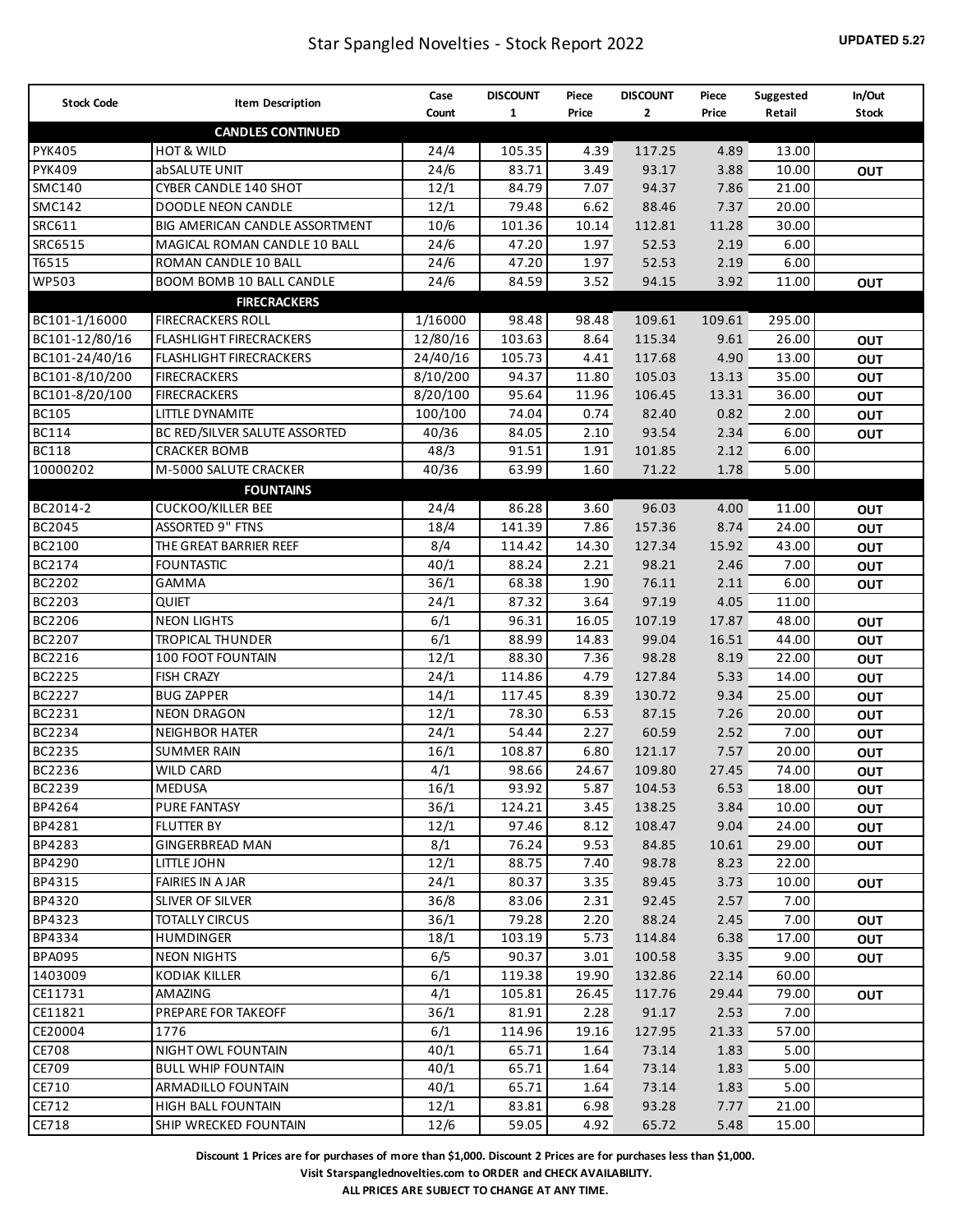# Star Spangled Novelties - Stock Report 2022

**UPDATED 5.27**

| Stock Code | Item Description | Case Count | DISCOUNT 1 | Piece Price | DISCOUNT 2 | Piece Price | Suggested Retail | In/Out Stock |
|---|---|---|---|---|---|---|---|---|
| | **CANDLES CONTINUED** | | | | | | | |
| PYK405 | HOT & WILD | 24/4 | 105.35 | 4.39 | 117.25 | 4.89 | 13.00 | |
| PYK409 | abSALUTE UNIT | 24/6 | 83.71 | 3.49 | 93.17 | 3.88 | 10.00 | **OUT** |
| SMC140 | CYBER CANDLE 140 SHOT | 12/1 | 84.79 | 7.07 | 94.37 | 7.86 | 21.00 | |
| SMC142 | DOODLE NEON CANDLE | 12/1 | 79.48 | 6.62 | 88.46 | 7.37 | 20.00 | |
| SRC611 | BIG AMERICAN CANDLE ASSORTMENT | 10/6 | 101.36 | 10.14 | 112.81 | 11.28 | 30.00 | |
| SRC6515 | MAGICAL ROMAN CANDLE 10 BALL | 24/6 | 47.20 | 1.97 | 52.53 | 2.19 | 6.00 | |
| T6515 | ROMAN CANDLE 10 BALL | 24/6 | 47.20 | 1.97 | 52.53 | 2.19 | 6.00 | |
| WP503 | BOOM BOMB 10 BALL CANDLE | 24/6 | 84.59 | 3.52 | 94.15 | 3.92 | 11.00 | **OUT** |
| | **FIRECRACKERS** | | | | | | | |
| BC101-1/16000 | FIRECRACKERS ROLL | 1/16000 | 98.48 | 98.48 | 109.61 | 109.61 | 295.00 | |
| BC101-12/80/16 | FLASHLIGHT FIRECRACKERS | 12/80/16 | 103.63 | 8.64 | 115.34 | 9.61 | 26.00 | **OUT** |
| BC101-24/40/16 | FLASHLIGHT FIRECRACKERS | 24/40/16 | 105.73 | 4.41 | 117.68 | 4.90 | 13.00 | **OUT** |
| BC101-8/10/200 | FIRECRACKERS | 8/10/200 | 94.37 | 11.80 | 105.03 | 13.13 | 35.00 | **OUT** |
| BC101-8/20/100 | FIRECRACKERS | 8/20/100 | 95.64 | 11.96 | 106.45 | 13.31 | 36.00 | **OUT** |
| BC105 | LITTLE DYNAMITE | 100/100 | 74.04 | 0.74 | 82.40 | 0.82 | 2.00 | **OUT** |
| BC114 | BC RED/SILVER SALUTE ASSORTED | 40/36 | 84.05 | 2.10 | 93.54 | 2.34 | 6.00 | **OUT** |
| BC118 | CRACKER BOMB | 48/3 | 91.51 | 1.91 | 101.85 | 2.12 | 6.00 | |
| 10000202 | M-5000 SALUTE CRACKER | 40/36 | 63.99 | 1.60 | 71.22 | 1.78 | 5.00 | |
| | **FOUNTAINS** | | | | | | | |
| BC2014-2 | CUCKOO/KILLER BEE | 24/4 | 86.28 | 3.60 | 96.03 | 4.00 | 11.00 | **OUT** |
| BC2045 | ASSORTED 9" FTNS | 18/4 | 141.39 | 7.86 | 157.36 | 8.74 | 24.00 | **OUT** |
| BC2100 | THE GREAT BARRIER REEF | 8/4 | 114.42 | 14.30 | 127.34 | 15.92 | 43.00 | **OUT** |
| BC2174 | FOUNTASTIC | 40/1 | 88.24 | 2.21 | 98.21 | 2.46 | 7.00 | **OUT** |
| BC2202 | GAMMA | 36/1 | 68.38 | 1.90 | 76.11 | 2.11 | 6.00 | **OUT** |
| BC2203 | QUIET | 24/1 | 87.32 | 3.64 | 97.19 | 4.05 | 11.00 | |
| BC2206 | NEON LIGHTS | 6/1 | 96.31 | 16.05 | 107.19 | 17.87 | 48.00 | **OUT** |
| BC2207 | TROPICAL THUNDER | 6/1 | 88.99 | 14.83 | 99.04 | 16.51 | 44.00 | **OUT** |
| BC2216 | 100 FOOT FOUNTAIN | 12/1 | 88.30 | 7.36 | 98.28 | 8.19 | 22.00 | **OUT** |
| BC2225 | FISH CRAZY | 24/1 | 114.86 | 4.79 | 127.84 | 5.33 | 14.00 | **OUT** |
| BC2227 | BUG ZAPPER | 14/1 | 117.45 | 8.39 | 130.72 | 9.34 | 25.00 | **OUT** |
| BC2231 | NEON DRAGON | 12/1 | 78.30 | 6.53 | 87.15 | 7.26 | 20.00 | **OUT** |
| BC2234 | NEIGHBOR HATER | 24/1 | 54.44 | 2.27 | 60.59 | 2.52 | 7.00 | **OUT** |
| BC2235 | SUMMER RAIN | 16/1 | 108.87 | 6.80 | 121.17 | 7.57 | 20.00 | **OUT** |
| BC2236 | WILD CARD | 4/1 | 98.66 | 24.67 | 109.80 | 27.45 | 74.00 | **OUT** |
| BC2239 | MEDUSA | 16/1 | 93.92 | 5.87 | 104.53 | 6.53 | 18.00 | **OUT** |
| BP4264 | PURE FANTASY | 36/1 | 124.21 | 3.45 | 138.25 | 3.84 | 10.00 | **OUT** |
| BP4281 | FLUTTER BY | 12/1 | 97.46 | 8.12 | 108.47 | 9.04 | 24.00 | **OUT** |
| BP4283 | GINGERBREAD MAN | 8/1 | 76.24 | 9.53 | 84.85 | 10.61 | 29.00 | **OUT** |
| BP4290 | LITTLE JOHN | 12/1 | 88.75 | 7.40 | 98.78 | 8.23 | 22.00 | |
| BP4315 | FAIRIES IN A JAR | 24/1 | 80.37 | 3.35 | 89.45 | 3.73 | 10.00 | **OUT** |
| BP4320 | SLIVER OF SILVER | 36/8 | 83.06 | 2.31 | 92.45 | 2.57 | 7.00 | |
| BP4323 | TOTALLY CIRCUS | 36/1 | 79.28 | 2.20 | 88.24 | 2.45 | 7.00 | **OUT** |
| BP4334 | HUMDINGER | 18/1 | 103.19 | 5.73 | 114.84 | 6.38 | 17.00 | **OUT** |
| BPA095 | NEON NIGHTS | 6/5 | 90.37 | 3.01 | 100.58 | 3.35 | 9.00 | **OUT** |
| 1403009 | KODIAK KILLER | 6/1 | 119.38 | 19.90 | 132.86 | 22.14 | 60.00 | |
| CE11731 | AMAZING | 4/1 | 105.81 | 26.45 | 117.76 | 29.44 | 79.00 | **OUT** |
| CE11821 | PREPARE FOR TAKEOFF | 36/1 | 81.91 | 2.28 | 91.17 | 2.53 | 7.00 | |
| CE20004 | 1776 | 6/1 | 114.96 | 19.16 | 127.95 | 21.33 | 57.00 | |
| CE708 | NIGHT OWL FOUNTAIN | 40/1 | 65.71 | 1.64 | 73.14 | 1.83 | 5.00 | |
| CE709 | BULL WHIP FOUNTAIN | 40/1 | 65.71 | 1.64 | 73.14 | 1.83 | 5.00 | |
| CE710 | ARMADILLO FOUNTAIN | 40/1 | 65.71 | 1.64 | 73.14 | 1.83 | 5.00 | |
| CE712 | HIGH BALL FOUNTAIN | 12/1 | 83.81 | 6.98 | 93.28 | 7.77 | 21.00 | |
| CE718 | SHIP WRECKED FOUNTAIN | 12/6 | 59.05 | 4.92 | 65.72 | 5.48 | 15.00 | |

**Discount 1 Prices are for purchases of more than $1,000. Discount 2 Prices are for purchases less than $1,000.**

**Visit Starspanglednovelties.com to ORDER and CHECK AVAILABILITY.**

**ALL PRICES ARE SUBJECT TO CHANGE AT ANY TIME.**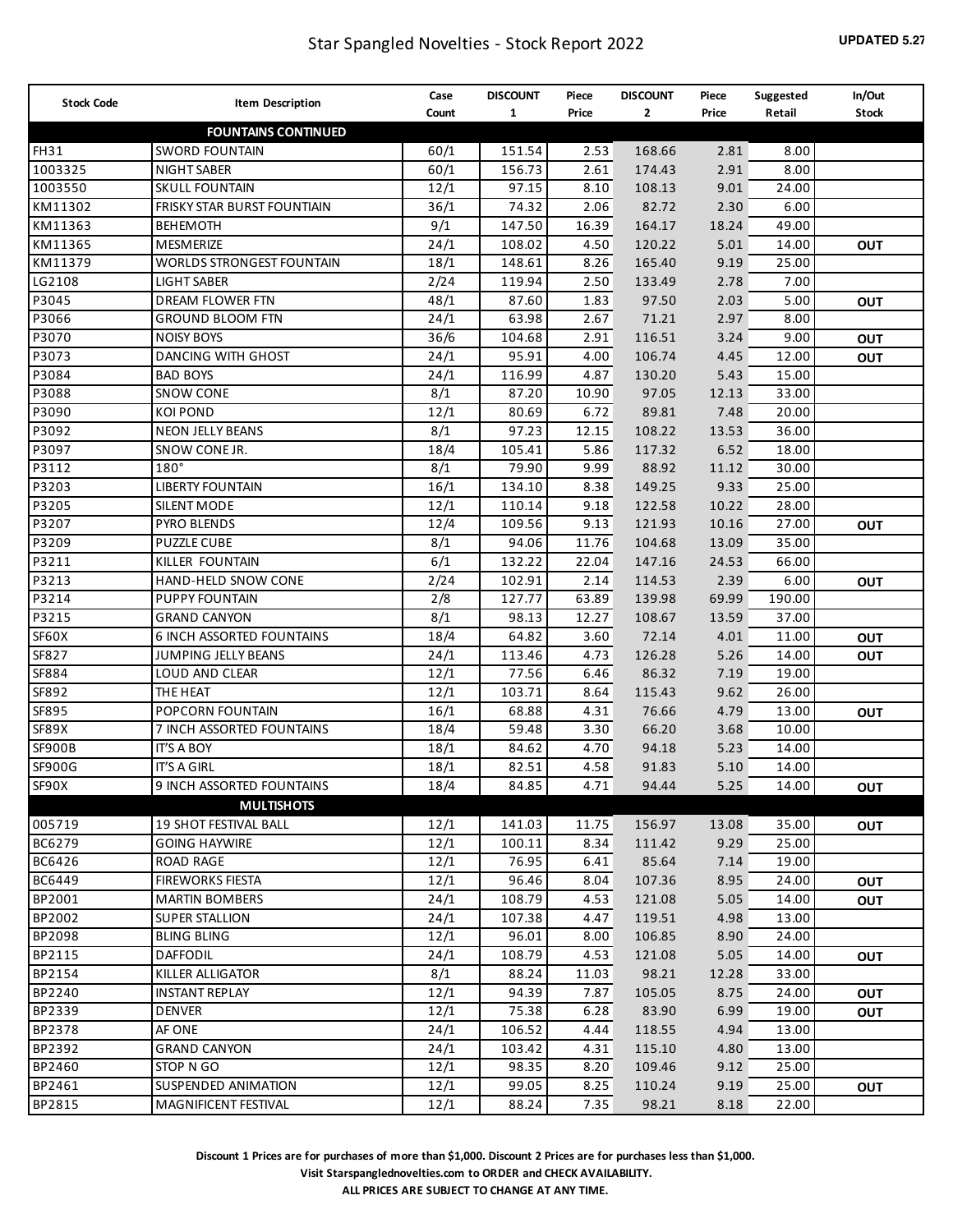# Star Spangled Novelties - Stock Report 2022

**UPDATED 5.27**

| Stock Code | Item Description | Case Count | DISCOUNT 1 | Piece Price | DISCOUNT 2 | Piece Price | Suggested Retail | In/Out Stock |
|---|---|---|---|---|---|---|---|---|
| | **FOUNTAINS CONTINUED** | | | | | | | |
| FH31 | SWORD FOUNTAIN | 60/1 | 151.54 | 2.53 | 168.66 | 2.81 | 8.00 | |
| 1003325 | NIGHT SABER | 60/1 | 156.73 | 2.61 | 174.43 | 2.91 | 8.00 | |
| 1003550 | SKULL FOUNTAIN | 12/1 | 97.15 | 8.10 | 108.13 | 9.01 | 24.00 | |
| KM11302 | FRISKY STAR BURST FOUNTIAIN | 36/1 | 74.32 | 2.06 | 82.72 | 2.30 | 6.00 | |
| KM11363 | BEHEMOTH | 9/1 | 147.50 | 16.39 | 164.17 | 18.24 | 49.00 | |
| KM11365 | MESMERIZE | 24/1 | 108.02 | 4.50 | 120.22 | 5.01 | 14.00 | OUT |
| KM11379 | WORLDS STRONGEST FOUNTAIN | 18/1 | 148.61 | 8.26 | 165.40 | 9.19 | 25.00 | |
| LG2108 | LIGHT SABER | 2/24 | 119.94 | 2.50 | 133.49 | 2.78 | 7.00 | |
| P3045 | DREAM FLOWER FTN | 48/1 | 87.60 | 1.83 | 97.50 | 2.03 | 5.00 | OUT |
| P3066 | GROUND BLOOM FTN | 24/1 | 63.98 | 2.67 | 71.21 | 2.97 | 8.00 | |
| P3070 | NOISY BOYS | 36/6 | 104.68 | 2.91 | 116.51 | 3.24 | 9.00 | OUT |
| P3073 | DANCING WITH GHOST | 24/1 | 95.91 | 4.00 | 106.74 | 4.45 | 12.00 | OUT |
| P3084 | BAD BOYS | 24/1 | 116.99 | 4.87 | 130.20 | 5.43 | 15.00 | |
| P3088 | SNOW CONE | 8/1 | 87.20 | 10.90 | 97.05 | 12.13 | 33.00 | |
| P3090 | KOI POND | 12/1 | 80.69 | 6.72 | 89.81 | 7.48 | 20.00 | |
| P3092 | NEON JELLY BEANS | 8/1 | 97.23 | 12.15 | 108.22 | 13.53 | 36.00 | |
| P3097 | SNOW CONE JR. | 18/4 | 105.41 | 5.86 | 117.32 | 6.52 | 18.00 | |
| P3112 | 180° | 8/1 | 79.90 | 9.99 | 88.92 | 11.12 | 30.00 | |
| P3203 | LIBERTY FOUNTAIN | 16/1 | 134.10 | 8.38 | 149.25 | 9.33 | 25.00 | |
| P3205 | SILENT MODE | 12/1 | 110.14 | 9.18 | 122.58 | 10.22 | 28.00 | |
| P3207 | PYRO BLENDS | 12/4 | 109.56 | 9.13 | 121.93 | 10.16 | 27.00 | OUT |
| P3209 | PUZZLE CUBE | 8/1 | 94.06 | 11.76 | 104.68 | 13.09 | 35.00 | |
| P3211 | KILLER FOUNTAIN | 6/1 | 132.22 | 22.04 | 147.16 | 24.53 | 66.00 | |
| P3213 | HAND-HELD SNOW CONE | 2/24 | 102.91 | 2.14 | 114.53 | 2.39 | 6.00 | OUT |
| P3214 | PUPPY FOUNTAIN | 2/8 | 127.77 | 63.89 | 139.98 | 69.99 | 190.00 | |
| P3215 | GRAND CANYON | 8/1 | 98.13 | 12.27 | 108.67 | 13.59 | 37.00 | |
| SF60X | 6 INCH ASSORTED FOUNTAINS | 18/4 | 64.82 | 3.60 | 72.14 | 4.01 | 11.00 | OUT |
| SF827 | JUMPING JELLY BEANS | 24/1 | 113.46 | 4.73 | 126.28 | 5.26 | 14.00 | OUT |
| SF884 | LOUD AND CLEAR | 12/1 | 77.56 | 6.46 | 86.32 | 7.19 | 19.00 | |
| SF892 | THE HEAT | 12/1 | 103.71 | 8.64 | 115.43 | 9.62 | 26.00 | |
| SF895 | POPCORN FOUNTAIN | 16/1 | 68.88 | 4.31 | 76.66 | 4.79 | 13.00 | OUT |
| SF89X | 7 INCH ASSORTED FOUNTAINS | 18/4 | 59.48 | 3.30 | 66.20 | 3.68 | 10.00 | |
| SF900B | IT'S A BOY | 18/1 | 84.62 | 4.70 | 94.18 | 5.23 | 14.00 | |
| SF900G | IT'S A GIRL | 18/1 | 82.51 | 4.58 | 91.83 | 5.10 | 14.00 | |
| SF90X | 9 INCH ASSORTED FOUNTAINS | 18/4 | 84.85 | 4.71 | 94.44 | 5.25 | 14.00 | OUT |
| | **MULTISHOTS** | | | | | | | |
| 005719 | 19 SHOT FESTIVAL BALL | 12/1 | 141.03 | 11.75 | 156.97 | 13.08 | 35.00 | OUT |
| BC6279 | GOING HAYWIRE | 12/1 | 100.11 | 8.34 | 111.42 | 9.29 | 25.00 | |
| BC6426 | ROAD RAGE | 12/1 | 76.95 | 6.41 | 85.64 | 7.14 | 19.00 | |
| BC6449 | FIREWORKS FIESTA | 12/1 | 96.46 | 8.04 | 107.36 | 8.95 | 24.00 | OUT |
| BP2001 | MARTIN BOMBERS | 24/1 | 108.79 | 4.53 | 121.08 | 5.05 | 14.00 | OUT |
| BP2002 | SUPER STALLION | 24/1 | 107.38 | 4.47 | 119.51 | 4.98 | 13.00 | |
| BP2098 | BLING BLING | 12/1 | 96.01 | 8.00 | 106.85 | 8.90 | 24.00 | |
| BP2115 | DAFFODIL | 24/1 | 108.79 | 4.53 | 121.08 | 5.05 | 14.00 | OUT |
| BP2154 | KILLER ALLIGATOR | 8/1 | 88.24 | 11.03 | 98.21 | 12.28 | 33.00 | |
| BP2240 | INSTANT REPLAY | 12/1 | 94.39 | 7.87 | 105.05 | 8.75 | 24.00 | OUT |
| BP2339 | DENVER | 12/1 | 75.38 | 6.28 | 83.90 | 6.99 | 19.00 | OUT |
| BP2378 | AF ONE | 24/1 | 106.52 | 4.44 | 118.55 | 4.94 | 13.00 | |
| BP2392 | GRAND CANYON | 24/1 | 103.42 | 4.31 | 115.10 | 4.80 | 13.00 | |
| BP2460 | STOP N GO | 12/1 | 98.35 | 8.20 | 109.46 | 9.12 | 25.00 | |
| BP2461 | SUSPENDED ANIMATION | 12/1 | 99.05 | 8.25 | 110.24 | 9.19 | 25.00 | OUT |
| BP2815 | MAGNIFICENT FESTIVAL | 12/1 | 88.24 | 7.35 | 98.21 | 8.18 | 22.00 | |

**Discount 1 Prices are for purchases of more than $1,000. Discount 2 Prices are for purchases less than $1,000.**

**Visit Starspanglednovelties.com to ORDER and CHECK AVAILABILITY.**

**ALL PRICES ARE SUBJECT TO CHANGE AT ANY TIME.**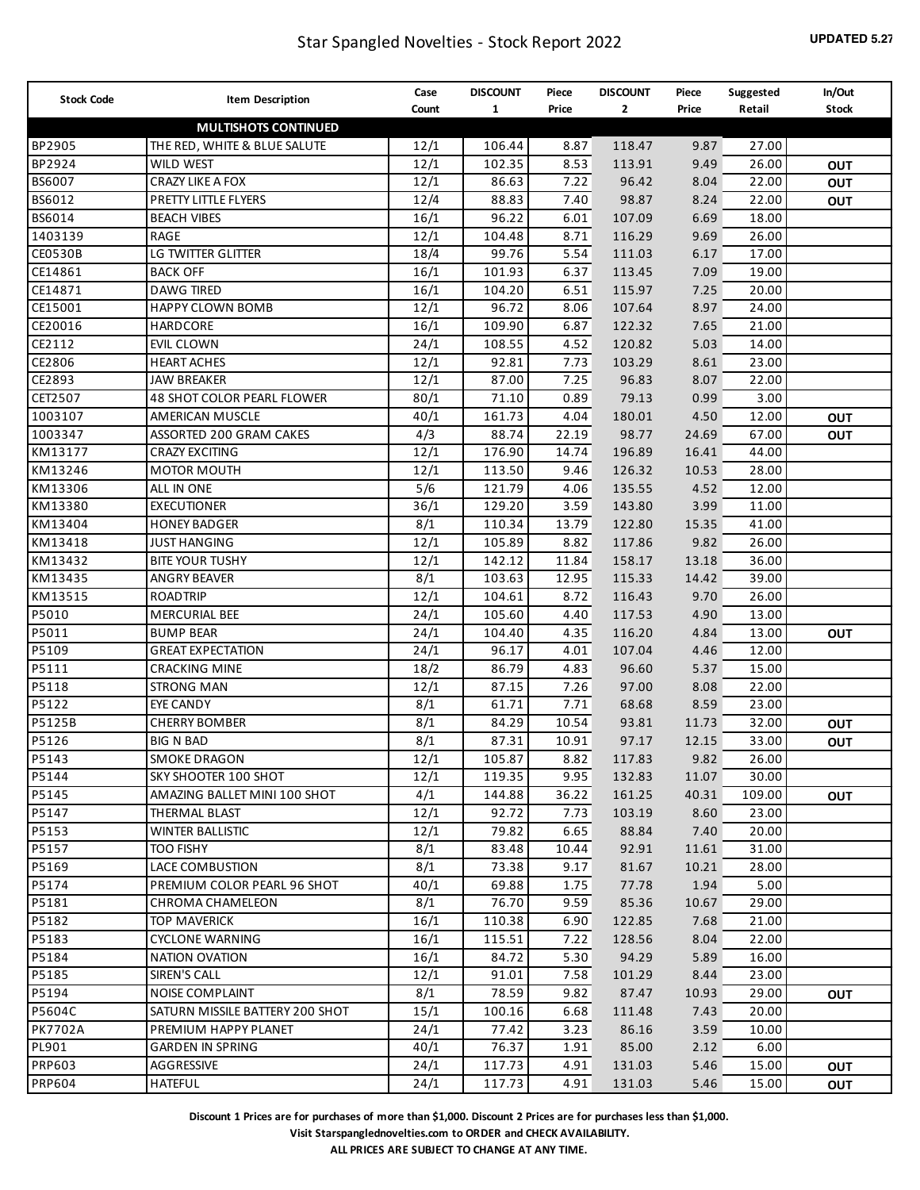# Star Spangled Novelties - Stock Report 2022

**UPDATED 5.27**

| Stock Code | Item Description | Case Count | DISCOUNT 1 | Piece Price | DISCOUNT 2 | Piece Price | Suggested Retail | In/Out Stock |
|---|---|---|---|---|---|---|---|---|
| | **MULTISHOTS CONTINUED** | | | | | | | |
| BP2905 | THE RED, WHITE & BLUE SALUTE | 12/1 | 106.44 | 8.87 | 118.47 | 9.87 | 27.00 | |
| BP2924 | WILD WEST | 12/1 | 102.35 | 8.53 | 113.91 | 9.49 | 26.00 | **OUT** |
| BS6007 | CRAZY LIKE A FOX | 12/1 | 86.63 | 7.22 | 96.42 | 8.04 | 22.00 | **OUT** |
| BS6012 | PRETTY LITTLE FLYERS | 12/4 | 88.83 | 7.40 | 98.87 | 8.24 | 22.00 | **OUT** |
| BS6014 | BEACH VIBES | 16/1 | 96.22 | 6.01 | 107.09 | 6.69 | 18.00 | |
| 1403139 | RAGE | 12/1 | 104.48 | 8.71 | 116.29 | 9.69 | 26.00 | |
| CE0530B | LG TWITTER GLITTER | 18/4 | 99.76 | 5.54 | 111.03 | 6.17 | 17.00 | |
| CE14861 | BACK OFF | 16/1 | 101.93 | 6.37 | 113.45 | 7.09 | 19.00 | |
| CE14871 | DAWG TIRED | 16/1 | 104.20 | 6.51 | 115.97 | 7.25 | 20.00 | |
| CE15001 | HAPPY CLOWN BOMB | 12/1 | 96.72 | 8.06 | 107.64 | 8.97 | 24.00 | |
| CE20016 | HARDCORE | 16/1 | 109.90 | 6.87 | 122.32 | 7.65 | 21.00 | |
| CE2112 | EVIL CLOWN | 24/1 | 108.55 | 4.52 | 120.82 | 5.03 | 14.00 | |
| CE2806 | HEART ACHES | 12/1 | 92.81 | 7.73 | 103.29 | 8.61 | 23.00 | |
| CE2893 | JAW BREAKER | 12/1 | 87.00 | 7.25 | 96.83 | 8.07 | 22.00 | |
| CET2507 | 48 SHOT COLOR PEARL FLOWER | 80/1 | 71.10 | 0.89 | 79.13 | 0.99 | 3.00 | |
| 1003107 | AMERICAN MUSCLE | 40/1 | 161.73 | 4.04 | 180.01 | 4.50 | 12.00 | **OUT** |
| 1003347 | ASSORTED 200 GRAM CAKES | 4/3 | 88.74 | 22.19 | 98.77 | 24.69 | 67.00 | **OUT** |
| KM13177 | CRAZY EXCITING | 12/1 | 176.90 | 14.74 | 196.89 | 16.41 | 44.00 | |
| KM13246 | MOTOR MOUTH | 12/1 | 113.50 | 9.46 | 126.32 | 10.53 | 28.00 | |
| KM13306 | ALL IN ONE | 5/6 | 121.79 | 4.06 | 135.55 | 4.52 | 12.00 | |
| KM13380 | EXECUTIONER | 36/1 | 129.20 | 3.59 | 143.80 | 3.99 | 11.00 | |
| KM13404 | HONEY BADGER | 8/1 | 110.34 | 13.79 | 122.80 | 15.35 | 41.00 | |
| KM13418 | JUST HANGING | 12/1 | 105.89 | 8.82 | 117.86 | 9.82 | 26.00 | |
| KM13432 | BITE YOUR TUSHY | 12/1 | 142.12 | 11.84 | 158.17 | 13.18 | 36.00 | |
| KM13435 | ANGRY BEAVER | 8/1 | 103.63 | 12.95 | 115.33 | 14.42 | 39.00 | |
| KM13515 | ROADTRIP | 12/1 | 104.61 | 8.72 | 116.43 | 9.70 | 26.00 | |
| P5010 | MERCURIAL BEE | 24/1 | 105.60 | 4.40 | 117.53 | 4.90 | 13.00 | |
| P5011 | BUMP BEAR | 24/1 | 104.40 | 4.35 | 116.20 | 4.84 | 13.00 | **OUT** |
| P5109 | GREAT EXPECTATION | 24/1 | 96.17 | 4.01 | 107.04 | 4.46 | 12.00 | |
| P5111 | CRACKING MINE | 18/2 | 86.79 | 4.83 | 96.60 | 5.37 | 15.00 | |
| P5118 | STRONG MAN | 12/1 | 87.15 | 7.26 | 97.00 | 8.08 | 22.00 | |
| P5122 | EYE CANDY | 8/1 | 61.71 | 7.71 | 68.68 | 8.59 | 23.00 | |
| P5125B | CHERRY BOMBER | 8/1 | 84.29 | 10.54 | 93.81 | 11.73 | 32.00 | **OUT** |
| P5126 | BIG N BAD | 8/1 | 87.31 | 10.91 | 97.17 | 12.15 | 33.00 | **OUT** |
| P5143 | SMOKE DRAGON | 12/1 | 105.87 | 8.82 | 117.83 | 9.82 | 26.00 | |
| P5144 | SKY SHOOTER 100 SHOT | 12/1 | 119.35 | 9.95 | 132.83 | 11.07 | 30.00 | |
| P5145 | AMAZING BALLET MINI 100 SHOT | 4/1 | 144.88 | 36.22 | 161.25 | 40.31 | 109.00 | **OUT** |
| P5147 | THERMAL BLAST | 12/1 | 92.72 | 7.73 | 103.19 | 8.60 | 23.00 | |
| P5153 | WINTER BALLISTIC | 12/1 | 79.82 | 6.65 | 88.84 | 7.40 | 20.00 | |
| P5157 | TOO FISHY | 8/1 | 83.48 | 10.44 | 92.91 | 11.61 | 31.00 | |
| P5169 | LACE COMBUSTION | 8/1 | 73.38 | 9.17 | 81.67 | 10.21 | 28.00 | |
| P5174 | PREMIUM COLOR PEARL 96 SHOT | 40/1 | 69.88 | 1.75 | 77.78 | 1.94 | 5.00 | |
| P5181 | CHROMA CHAMELEON | 8/1 | 76.70 | 9.59 | 85.36 | 10.67 | 29.00 | |
| P5182 | TOP MAVERICK | 16/1 | 110.38 | 6.90 | 122.85 | 7.68 | 21.00 | |
| P5183 | CYCLONE WARNING | 16/1 | 115.51 | 7.22 | 128.56 | 8.04 | 22.00 | |
| P5184 | NATION OVATION | 16/1 | 84.72 | 5.30 | 94.29 | 5.89 | 16.00 | |
| P5185 | SIREN'S CALL | 12/1 | 91.01 | 7.58 | 101.29 | 8.44 | 23.00 | |
| P5194 | NOISE COMPLAINT | 8/1 | 78.59 | 9.82 | 87.47 | 10.93 | 29.00 | **OUT** |
| P5604C | SATURN MISSILE BATTERY 200 SHOT | 15/1 | 100.16 | 6.68 | 111.48 | 7.43 | 20.00 | |
| PK7702A | PREMIUM HAPPY PLANET | 24/1 | 77.42 | 3.23 | 86.16 | 3.59 | 10.00 | |
| PL901 | GARDEN IN SPRING | 40/1 | 76.37 | 1.91 | 85.00 | 2.12 | 6.00 | |
| PRP603 | AGGRESSIVE | 24/1 | 117.73 | 4.91 | 131.03 | 5.46 | 15.00 | **OUT** |
| PRP604 | HATEFUL | 24/1 | 117.73 | 4.91 | 131.03 | 5.46 | 15.00 | **OUT** |

**Discount 1 Prices are for purchases of more than $1,000. Discount 2 Prices are for purchases less than $1,000.**

**Visit Starspanglednovelties.com to ORDER and CHECK AVAILABILITY.**

**ALL PRICES ARE SUBJECT TO CHANGE AT ANY TIME.**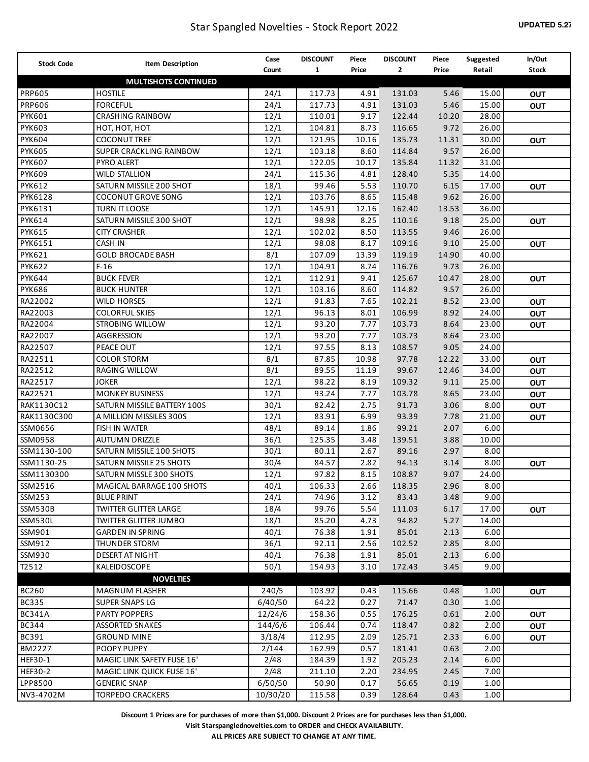# Star Spangled Novelties - Stock Report 2022

**UPDATED 5.27**

| Stock Code | Item Description | Case Count | DISCOUNT 1 | Piece Price | DISCOUNT 2 | Piece Price | Suggested Retail | In/Out Stock |
|---|---|---|---|---|---|---|---|---|
| | **MULTISHOTS CONTINUED** | | | | | | | |
| PRP605 | HOSTILE | 24/1 | 117.73 | 4.91 | 131.03 | 5.46 | 15.00 | OUT |
| PRP606 | FORCEFUL | 24/1 | 117.73 | 4.91 | 131.03 | 5.46 | 15.00 | OUT |
| PYK601 | CRASHING RAINBOW | 12/1 | 110.01 | 9.17 | 122.44 | 10.20 | 28.00 | |
| PYK603 | HOT, HOT, HOT | 12/1 | 104.81 | 8.73 | 116.65 | 9.72 | 26.00 | |
| PYK604 | COCONUT TREE | 12/1 | 121.95 | 10.16 | 135.73 | 11.31 | 30.00 | OUT |
| PYK605 | SUPER CRACKLING RAINBOW | 12/1 | 103.18 | 8.60 | 114.84 | 9.57 | 26.00 | |
| PYK607 | PYRO ALERT | 12/1 | 122.05 | 10.17 | 135.84 | 11.32 | 31.00 | |
| PYK609 | WILD STALLION | 24/1 | 115.36 | 4.81 | 128.40 | 5.35 | 14.00 | |
| PYK612 | SATURN MISSILE 200 SHOT | 18/1 | 99.46 | 5.53 | 110.70 | 6.15 | 17.00 | OUT |
| PYK6128 | COCONUT GROVE SONG | 12/1 | 103.76 | 8.65 | 115.48 | 9.62 | 26.00 | |
| PYK6131 | TURN IT LOOSE | 12/1 | 145.91 | 12.16 | 162.40 | 13.53 | 36.00 | |
| PYK614 | SATURN MISSILE 300 SHOT | 12/1 | 98.98 | 8.25 | 110.16 | 9.18 | 25.00 | OUT |
| PYK615 | CITY CRASHER | 12/1 | 102.02 | 8.50 | 113.55 | 9.46 | 26.00 | |
| PYK6151 | CASH IN | 12/1 | 98.08 | 8.17 | 109.16 | 9.10 | 25.00 | OUT |
| PYK621 | GOLD BROCADE BASH | 8/1 | 107.09 | 13.39 | 119.19 | 14.90 | 40.00 | |
| PYK622 | F-16 | 12/1 | 104.91 | 8.74 | 116.76 | 9.73 | 26.00 | |
| PYK644 | BUCK FEVER | 12/1 | 112.91 | 9.41 | 125.67 | 10.47 | 28.00 | OUT |
| PYK686 | BUCK HUNTER | 12/1 | 103.16 | 8.60 | 114.82 | 9.57 | 26.00 | |
| RA22002 | WILD HORSES | 12/1 | 91.83 | 7.65 | 102.21 | 8.52 | 23.00 | OUT |
| RA22003 | COLORFUL SKIES | 12/1 | 96.13 | 8.01 | 106.99 | 8.92 | 24.00 | OUT |
| RA22004 | STROBING WILLOW | 12/1 | 93.20 | 7.77 | 103.73 | 8.64 | 23.00 | OUT |
| RA22007 | AGGRESSION | 12/1 | 93.20 | 7.77 | 103.73 | 8.64 | 23.00 | |
| RA22507 | PEACE OUT | 12/1 | 97.55 | 8.13 | 108.57 | 9.05 | 24.00 | |
| RA22511 | COLOR STORM | 8/1 | 87.85 | 10.98 | 97.78 | 12.22 | 33.00 | OUT |
| RA22512 | RAGING WILLOW | 8/1 | 89.55 | 11.19 | 99.67 | 12.46 | 34.00 | OUT |
| RA22517 | JOKER | 12/1 | 98.22 | 8.19 | 109.32 | 9.11 | 25.00 | OUT |
| RA22521 | MONKEY BUSINESS | 12/1 | 93.24 | 7.77 | 103.78 | 8.65 | 23.00 | OUT |
| RAK1130C12 | SATURN MISSILE BATTERY 100S | 30/1 | 82.42 | 2.75 | 91.73 | 3.06 | 8.00 | OUT |
| RAK1130C300 | A MILLION MISSILES 300S | 12/1 | 83.91 | 6.99 | 93.39 | 7.78 | 21.00 | OUT |
| SSM0656 | FISH IN WATER | 48/1 | 89.14 | 1.86 | 99.21 | 2.07 | 6.00 | |
| SSM0958 | AUTUMN DRIZZLE | 36/1 | 125.35 | 3.48 | 139.51 | 3.88 | 10.00 | |
| SSM1130-100 | SATURN MISSILE 100 SHOTS | 30/1 | 80.11 | 2.67 | 89.16 | 2.97 | 8.00 | |
| SSM1130-25 | SATURN MISSILE 25 SHOTS | 30/4 | 84.57 | 2.82 | 94.13 | 3.14 | 8.00 | OUT |
| SSM1130300 | SATURN MISSLE 300 SHOTS | 12/1 | 97.82 | 8.15 | 108.87 | 9.07 | 24.00 | |
| SSM2516 | MAGICAL BARRAGE 100 SHOTS | 40/1 | 106.33 | 2.66 | 118.35 | 2.96 | 8.00 | |
| SSM253 | BLUE PRINT | 24/1 | 74.96 | 3.12 | 83.43 | 3.48 | 9.00 | |
| SSM530B | TWITTER GLITTER LARGE | 18/4 | 99.76 | 5.54 | 111.03 | 6.17 | 17.00 | OUT |
| SSM530L | TWITTER GLITTER JUMBO | 18/1 | 85.20 | 4.73 | 94.82 | 5.27 | 14.00 | |
| SSM901 | GARDEN IN SPRING | 40/1 | 76.38 | 1.91 | 85.01 | 2.13 | 6.00 | |
| SSM912 | THUNDER STORM | 36/1 | 92.11 | 2.56 | 102.52 | 2.85 | 8.00 | |
| SSM930 | DESERT AT NIGHT | 40/1 | 76.38 | 1.91 | 85.01 | 2.13 | 6.00 | |
| T2512 | KALEIDOSCOPE | 50/1 | 154.93 | 3.10 | 172.43 | 3.45 | 9.00 | |
| | **NOVELTIES** | | | | | | | |
| BC260 | MAGNUM FLASHER | 240/5 | 103.92 | 0.43 | 115.66 | 0.48 | 1.00 | OUT |
| BC335 | SUPER SNAPS LG | 6/40/50 | 64.22 | 0.27 | 71.47 | 0.30 | 1.00 | |
| BC341A | PARTY POPPERS | 12/24/6 | 158.36 | 0.55 | 176.25 | 0.61 | 2.00 | OUT |
| BC344 | ASSORTED SNAKES | 144/6/6 | 106.44 | 0.74 | 118.47 | 0.82 | 2.00 | OUT |
| BC391 | GROUND MINE | 3/18/4 | 112.95 | 2.09 | 125.71 | 2.33 | 6.00 | OUT |
| BM2227 | POOPY PUPPY | 2/144 | 162.99 | 0.57 | 181.41 | 0.63 | 2.00 | |
| HEF30-1 | MAGIC LINK SAFETY FUSE 16' | 2/48 | 184.39 | 1.92 | 205.23 | 2.14 | 6.00 | |
| HEF30-2 | MAGIC LINK QUICK FUSE 16' | 2/48 | 211.10 | 2.20 | 234.95 | 2.45 | 7.00 | |
| LPP8500 | GENERIC SNAP | 6/50/50 | 50.90 | 0.17 | 56.65 | 0.19 | 1.00 | |
| NV3-4702M | TORPEDO CRACKERS | 10/30/20 | 115.58 | 0.39 | 128.64 | 0.43 | 1.00 | |

**Discount 1 Prices are for purchases of more than $1,000. Discount 2 Prices are for purchases less than $1,000.**

**Visit Starspanglednovelties.com to ORDER and CHECK AVAILABILITY.**

**ALL PRICES ARE SUBJECT TO CHANGE AT ANY TIME.**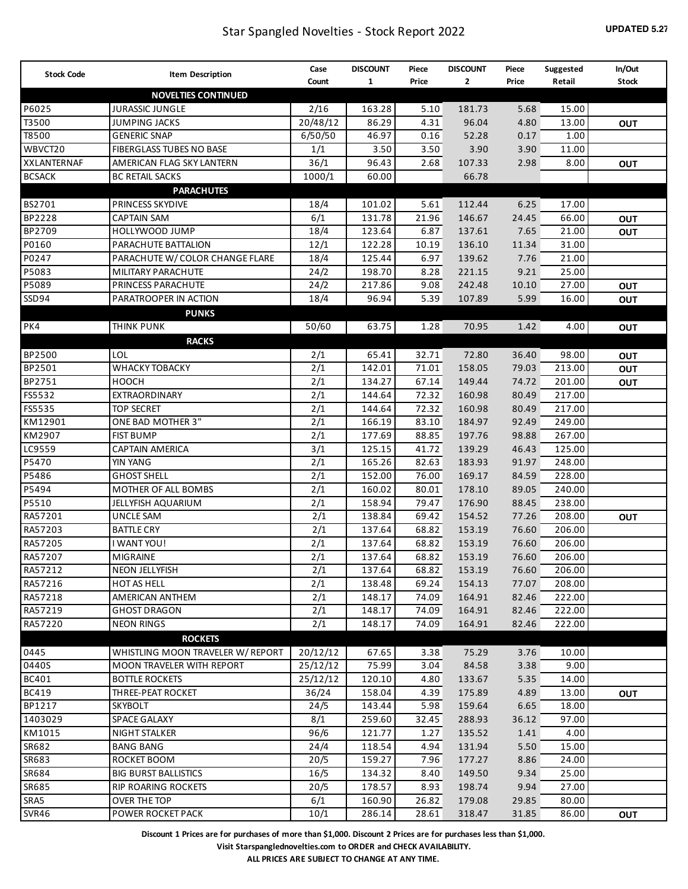# Star Spangled Novelties - Stock Report 2022

**UPDATED 5.27**

| Stock Code | Item Description | Case Count | DISCOUNT 1 | Piece Price | DISCOUNT 2 | Piece Price | Suggested Retail | In/Out Stock |
|---|---|---|---|---|---|---|---|---|
| | **NOVELTIES CONTINUED** | | | | | | | |
| P6025 | JURASSIC JUNGLE | 2/16 | 163.28 | 5.10 | 181.73 | 5.68 | 15.00 | |
| T3500 | JUMPING JACKS | 20/48/12 | 86.29 | 4.31 | 96.04 | 4.80 | 13.00 | OUT |
| T8500 | GENERIC SNAP | 6/50/50 | 46.97 | 0.16 | 52.28 | 0.17 | 1.00 | |
| WBVCT20 | FIBERGLASS TUBES NO BASE | 1/1 | 3.50 | 3.50 | 3.90 | 3.90 | 11.00 | |
| XXLANTERNAF | AMERICAN FLAG SKY LANTERN | 36/1 | 96.43 | 2.68 | 107.33 | 2.98 | 8.00 | OUT |
| BCSACK | BC RETAIL SACKS | 1000/1 | 60.00 | | 66.78 | | | |
| | **PARACHUTES** | | | | | | | |
| BS2701 | PRINCESS SKYDIVE | 18/4 | 101.02 | 5.61 | 112.44 | 6.25 | 17.00 | |
| BP2228 | CAPTAIN SAM | 6/1 | 131.78 | 21.96 | 146.67 | 24.45 | 66.00 | OUT |
| BP2709 | HOLLYWOOD JUMP | 18/4 | 123.64 | 6.87 | 137.61 | 7.65 | 21.00 | OUT |
| P0160 | PARACHUTE BATTALION | 12/1 | 122.28 | 10.19 | 136.10 | 11.34 | 31.00 | |
| P0247 | PARACHUTE W/ COLOR CHANGE FLARE | 18/4 | 125.44 | 6.97 | 139.62 | 7.76 | 21.00 | |
| P5083 | MILITARY PARACHUTE | 24/2 | 198.70 | 8.28 | 221.15 | 9.21 | 25.00 | |
| P5089 | PRINCESS PARACHUTE | 24/2 | 217.86 | 9.08 | 242.48 | 10.10 | 27.00 | OUT |
| SSD94 | PARATROOPER IN ACTION | 18/4 | 96.94 | 5.39 | 107.89 | 5.99 | 16.00 | OUT |
| | **PUNKS** | | | | | | | |
| PK4 | THINK PUNK | 50/60 | 63.75 | 1.28 | 70.95 | 1.42 | 4.00 | OUT |
| | **RACKS** | | | | | | | |
| BP2500 | LOL | 2/1 | 65.41 | 32.71 | 72.80 | 36.40 | 98.00 | OUT |
| BP2501 | WHACKY TOBACKY | 2/1 | 142.01 | 71.01 | 158.05 | 79.03 | 213.00 | OUT |
| BP2751 | HOOCH | 2/1 | 134.27 | 67.14 | 149.44 | 74.72 | 201.00 | OUT |
| FS5532 | EXTRAORDINARY | 2/1 | 144.64 | 72.32 | 160.98 | 80.49 | 217.00 | |
| FS5535 | TOP SECRET | 2/1 | 144.64 | 72.32 | 160.98 | 80.49 | 217.00 | |
| KM12901 | ONE BAD MOTHER 3" | 2/1 | 166.19 | 83.10 | 184.97 | 92.49 | 249.00 | |
| KM2907 | FIST BUMP | 2/1 | 177.69 | 88.85 | 197.76 | 98.88 | 267.00 | |
| LC9559 | CAPTAIN AMERICA | 3/1 | 125.15 | 41.72 | 139.29 | 46.43 | 125.00 | |
| P5470 | YIN YANG | 2/1 | 165.26 | 82.63 | 183.93 | 91.97 | 248.00 | |
| P5486 | GHOST SHELL | 2/1 | 152.00 | 76.00 | 169.17 | 84.59 | 228.00 | |
| P5494 | MOTHER OF ALL BOMBS | 2/1 | 160.02 | 80.01 | 178.10 | 89.05 | 240.00 | |
| P5510 | JELLYFISH AQUARIUM | 2/1 | 158.94 | 79.47 | 176.90 | 88.45 | 238.00 | |
| RA57201 | UNCLE SAM | 2/1 | 138.84 | 69.42 | 154.52 | 77.26 | 208.00 | OUT |
| RA57203 | BATTLE CRY | 2/1 | 137.64 | 68.82 | 153.19 | 76.60 | 206.00 | |
| RA57205 | I WANT YOU! | 2/1 | 137.64 | 68.82 | 153.19 | 76.60 | 206.00 | |
| RA57207 | MIGRAINE | 2/1 | 137.64 | 68.82 | 153.19 | 76.60 | 206.00 | |
| RA57212 | NEON JELLYFISH | 2/1 | 137.64 | 68.82 | 153.19 | 76.60 | 206.00 | |
| RA57216 | HOT AS HELL | 2/1 | 138.48 | 69.24 | 154.13 | 77.07 | 208.00 | |
| RA57218 | AMERICAN ANTHEM | 2/1 | 148.17 | 74.09 | 164.91 | 82.46 | 222.00 | |
| RA57219 | GHOST DRAGON | 2/1 | 148.17 | 74.09 | 164.91 | 82.46 | 222.00 | |
| RA57220 | NEON RINGS | 2/1 | 148.17 | 74.09 | 164.91 | 82.46 | 222.00 | |
| | **ROCKETS** | | | | | | | |
| 0445 | WHISTLING MOON TRAVELER W/ REPORT | 20/12/12 | 67.65 | 3.38 | 75.29 | 3.76 | 10.00 | |
| 0440S | MOON TRAVELER WITH REPORT | 25/12/12 | 75.99 | 3.04 | 84.58 | 3.38 | 9.00 | |
| BC401 | BOTTLE ROCKETS | 25/12/12 | 120.10 | 4.80 | 133.67 | 5.35 | 14.00 | |
| BC419 | THREE-PEAT ROCKET | 36/24 | 158.04 | 4.39 | 175.89 | 4.89 | 13.00 | OUT |
| BP1217 | SKYBOLT | 24/5 | 143.44 | 5.98 | 159.64 | 6.65 | 18.00 | |
| 1403029 | SPACE GALAXY | 8/1 | 259.60 | 32.45 | 288.93 | 36.12 | 97.00 | |
| KM1015 | NIGHT STALKER | 96/6 | 121.77 | 1.27 | 135.52 | 1.41 | 4.00 | |
| SR682 | BANG BANG | 24/4 | 118.54 | 4.94 | 131.94 | 5.50 | 15.00 | |
| SR683 | ROCKET BOOM | 20/5 | 159.27 | 7.96 | 177.27 | 8.86 | 24.00 | |
| SR684 | BIG BURST BALLISTICS | 16/5 | 134.32 | 8.40 | 149.50 | 9.34 | 25.00 | |
| SR685 | RIP ROARING ROCKETS | 20/5 | 178.57 | 8.93 | 198.74 | 9.94 | 27.00 | |
| SRA5 | OVER THE TOP | 6/1 | 160.90 | 26.82 | 179.08 | 29.85 | 80.00 | |
| SVR46 | POWER ROCKET PACK | 10/1 | 286.14 | 28.61 | 318.47 | 31.85 | 86.00 | OUT |

**Discount 1 Prices are for purchases of more than $1,000. Discount 2 Prices are for purchases less than $1,000.**

**Visit Starspanglednovelties.com to ORDER and CHECK AVAILABILITY.**

**ALL PRICES ARE SUBJECT TO CHANGE AT ANY TIME.**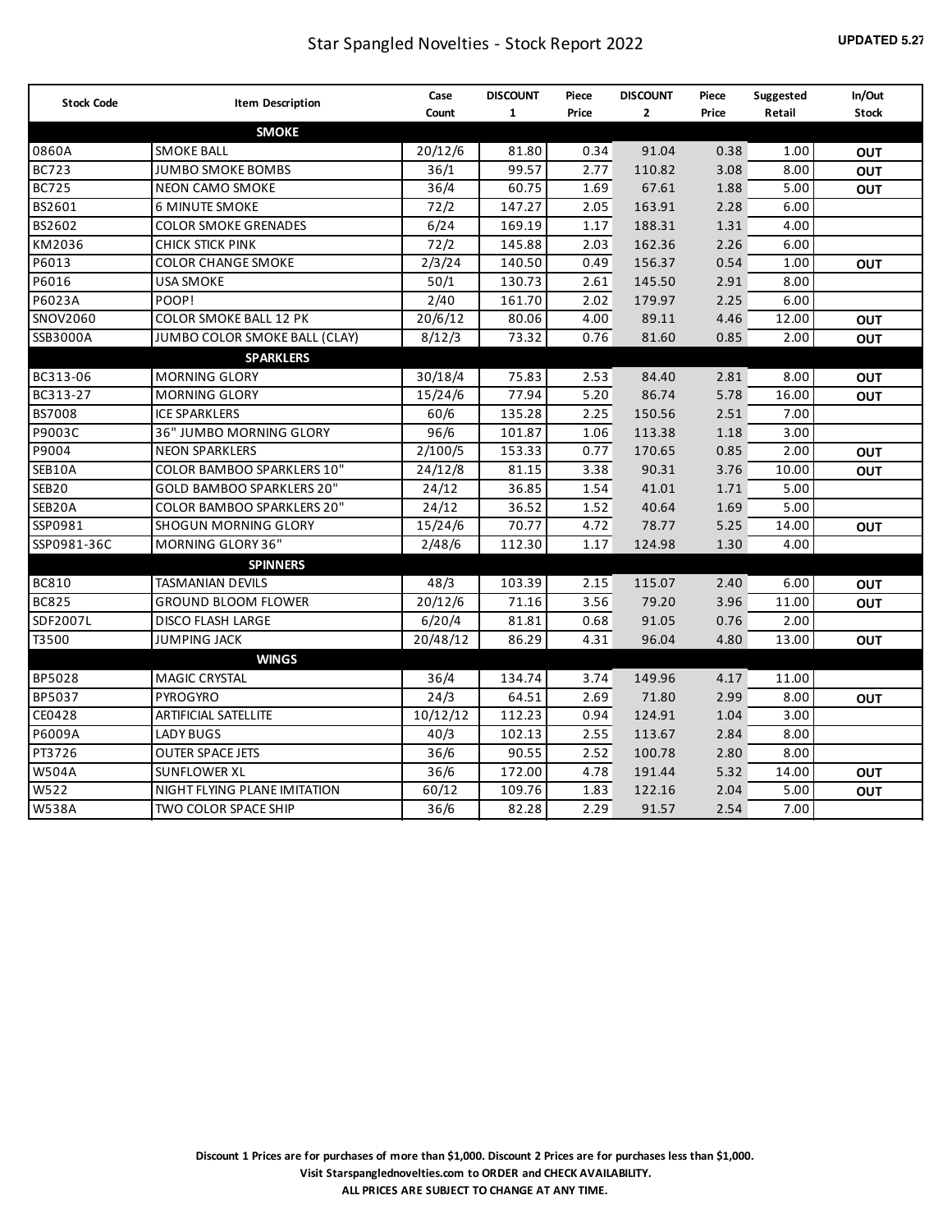# Star Spangled Novelties - Stock Report 2022

**UPDATED 5.27**

| Stock Code | Item Description | Case Count | DISCOUNT 1 | Piece Price | DISCOUNT 2 | Piece Price | Suggested Retail | In/Out Stock |
|---|---|---|---|---|---|---|---|---|
| | **SMOKE** | | | | | | | |
| 0860A | SMOKE BALL | 20/12/6 | 81.80 | 0.34 | 91.04 | 0.38 | 1.00 | OUT |
| BC723 | JUMBO SMOKE BOMBS | 36/1 | 99.57 | 2.77 | 110.82 | 3.08 | 8.00 | OUT |
| BC725 | NEON CAMO SMOKE | 36/4 | 60.75 | 1.69 | 67.61 | 1.88 | 5.00 | OUT |
| BS2601 | 6 MINUTE SMOKE | 72/2 | 147.27 | 2.05 | 163.91 | 2.28 | 6.00 | |
| BS2602 | COLOR SMOKE GRENADES | 6/24 | 169.19 | 1.17 | 188.31 | 1.31 | 4.00 | |
| KM2036 | CHICK STICK PINK | 72/2 | 145.88 | 2.03 | 162.36 | 2.26 | 6.00 | |
| P6013 | COLOR CHANGE SMOKE | 2/3/24 | 140.50 | 0.49 | 156.37 | 0.54 | 1.00 | OUT |
| P6016 | USA SMOKE | 50/1 | 130.73 | 2.61 | 145.50 | 2.91 | 8.00 | |
| P6023A | POOP! | 2/40 | 161.70 | 2.02 | 179.97 | 2.25 | 6.00 | |
| SNOV2060 | COLOR SMOKE BALL 12 PK | 20/6/12 | 80.06 | 4.00 | 89.11 | 4.46 | 12.00 | OUT |
| SSB3000A | JUMBO COLOR SMOKE BALL (CLAY) | 8/12/3 | 73.32 | 0.76 | 81.60 | 0.85 | 2.00 | OUT |
| | **SPARKLERS** | | | | | | | |
| BC313-06 | MORNING GLORY | 30/18/4 | 75.83 | 2.53 | 84.40 | 2.81 | 8.00 | OUT |
| BC313-27 | MORNING GLORY | 15/24/6 | 77.94 | 5.20 | 86.74 | 5.78 | 16.00 | OUT |
| BS7008 | ICE SPARKLERS | 60/6 | 135.28 | 2.25 | 150.56 | 2.51 | 7.00 | |
| P9003C | 36" JUMBO MORNING GLORY | 96/6 | 101.87 | 1.06 | 113.38 | 1.18 | 3.00 | |
| P9004 | NEON SPARKLERS | 2/100/5 | 153.33 | 0.77 | 170.65 | 0.85 | 2.00 | OUT |
| SEB10A | COLOR BAMBOO SPARKLERS 10" | 24/12/8 | 81.15 | 3.38 | 90.31 | 3.76 | 10.00 | OUT |
| SEB20 | GOLD BAMBOO SPARKLERS 20" | 24/12 | 36.85 | 1.54 | 41.01 | 1.71 | 5.00 | |
| SEB20A | COLOR BAMBOO SPARKLERS 20" | 24/12 | 36.52 | 1.52 | 40.64 | 1.69 | 5.00 | |
| SSP0981 | SHOGUN MORNING GLORY | 15/24/6 | 70.77 | 4.72 | 78.77 | 5.25 | 14.00 | OUT |
| SSP0981-36C | MORNING GLORY 36" | 2/48/6 | 112.30 | 1.17 | 124.98 | 1.30 | 4.00 | |
| | **SPINNERS** | | | | | | | |
| BC810 | TASMANIAN DEVILS | 48/3 | 103.39 | 2.15 | 115.07 | 2.40 | 6.00 | OUT |
| BC825 | GROUND BLOOM FLOWER | 20/12/6 | 71.16 | 3.56 | 79.20 | 3.96 | 11.00 | OUT |
| SDF2007L | DISCO FLASH LARGE | 6/20/4 | 81.81 | 0.68 | 91.05 | 0.76 | 2.00 | |
| T3500 | JUMPING JACK | 20/48/12 | 86.29 | 4.31 | 96.04 | 4.80 | 13.00 | OUT |
| | **WINGS** | | | | | | | |
| BP5028 | MAGIC CRYSTAL | 36/4 | 134.74 | 3.74 | 149.96 | 4.17 | 11.00 | |
| BP5037 | PYROGYRO | 24/3 | 64.51 | 2.69 | 71.80 | 2.99 | 8.00 | OUT |
| CE0428 | ARTIFICIAL SATELLITE | 10/12/12 | 112.23 | 0.94 | 124.91 | 1.04 | 3.00 | |
| P6009A | LADY BUGS | 40/3 | 102.13 | 2.55 | 113.67 | 2.84 | 8.00 | |
| PT3726 | OUTER SPACE JETS | 36/6 | 90.55 | 2.52 | 100.78 | 2.80 | 8.00 | |
| W504A | SUNFLOWER XL | 36/6 | 172.00 | 4.78 | 191.44 | 5.32 | 14.00 | OUT |
| W522 | NIGHT FLYING PLANE IMITATION | 60/12 | 109.76 | 1.83 | 122.16 | 2.04 | 5.00 | OUT |
| W538A | TWO COLOR SPACE SHIP | 36/6 | 82.28 | 2.29 | 91.57 | 2.54 | 7.00 | |

**Discount 1 Prices are for purchases of more than $1,000. Discount 2 Prices are for purchases less than $1,000.**
**Visit Starspanglednovelties.com to ORDER and CHECK AVAILABILITY.**
**ALL PRICES ARE SUBJECT TO CHANGE AT ANY TIME.**